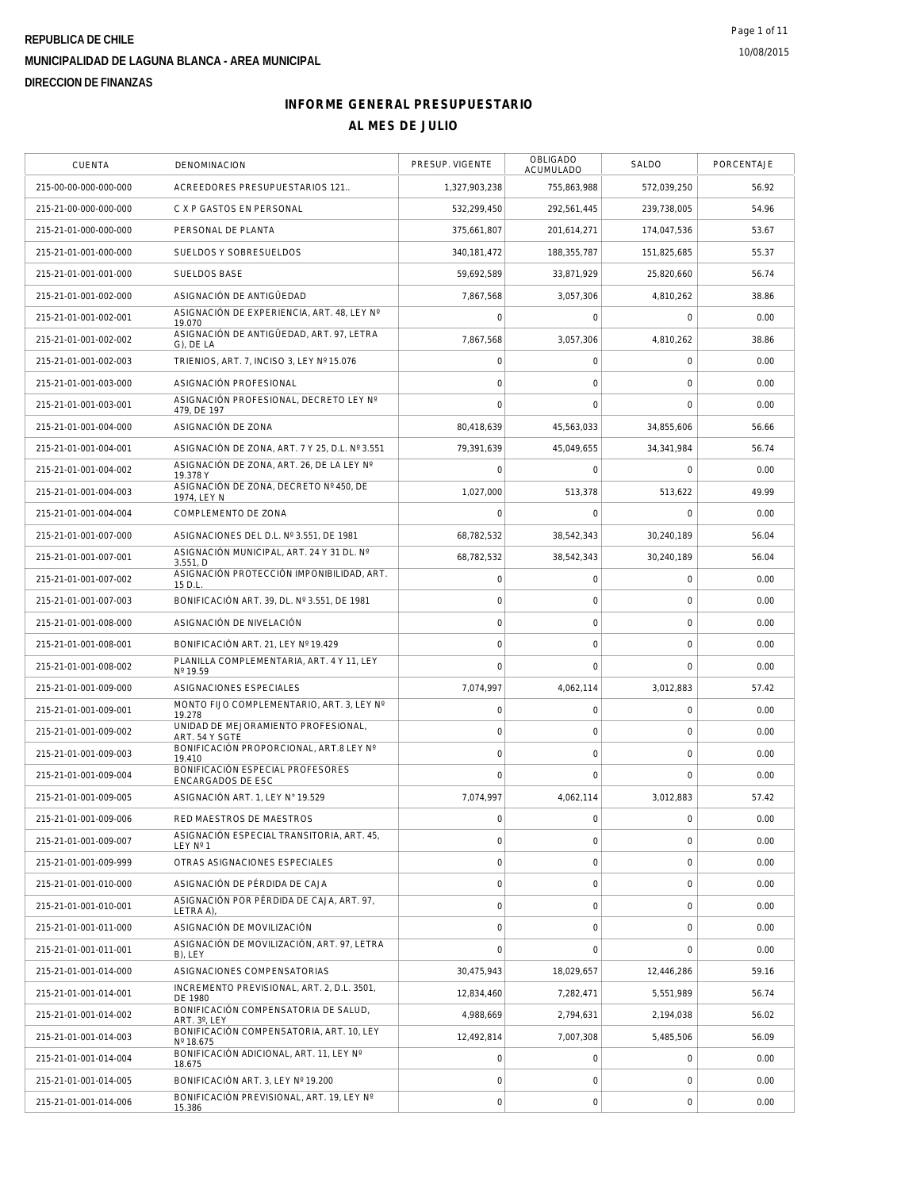REPUBLICA DE CHILE

MUNICIPALIDAD DE LAGUNA BLANCA - AREA MUNICIPAL

DIRECCION DE FINANZAS

# INFORME GENERAL PRESUPUESTARIO

## AL MES DE JULIO

| CUENTA | DENOMINACION | PRESUP. VIGENTE | OBLIGADO ACUMULADO | SALDO | PORCENTAJE |
|---|---|---|---|---|---|
| 215-00-00-000-000-000 | ACREEDORES PRESUPUESTARIOS 121.. | 1,327,903,238 | 755,863,988 | 572,039,250 | 56.92 |
| 215-21-00-000-000-000 | C X P GASTOS EN PERSONAL | 532,299,450 | 292,561,445 | 239,738,005 | 54.96 |
| 215-21-01-000-000-000 | PERSONAL DE PLANTA | 375,661,807 | 201,614,271 | 174,047,536 | 53.67 |
| 215-21-01-001-000-000 | SUELDOS Y SOBRESUELDOS | 340,181,472 | 188,355,787 | 151,825,685 | 55.37 |
| 215-21-01-001-001-000 | SUELDOS BASE | 59,692,589 | 33,871,929 | 25,820,660 | 56.74 |
| 215-21-01-001-002-000 | ASIGNACIÓN DE ANTIGÜEDAD | 7,867,568 | 3,057,306 | 4,810,262 | 38.86 |
| 215-21-01-001-002-001 | ASIGNACIÓN DE EXPERIENCIA, ART. 48, LEY Nº 19.070 | 0 | 0 | 0 | 0.00 |
| 215-21-01-001-002-002 | ASIGNACIÓN DE ANTIGÜEDAD, ART. 97, LETRA G), DE LA | 7,867,568 | 3,057,306 | 4,810,262 | 38.86 |
| 215-21-01-001-002-003 | TRIENIOS, ART. 7, INCISO 3, LEY Nº 15.076 | 0 | 0 | 0 | 0.00 |
| 215-21-01-001-003-000 | ASIGNACIÓN PROFESIONAL | 0 | 0 | 0 | 0.00 |
| 215-21-01-001-003-001 | ASIGNACIÓN PROFESIONAL, DECRETO LEY Nº 479, DE 197 | 0 | 0 | 0 | 0.00 |
| 215-21-01-001-004-000 | ASIGNACIÓN DE ZONA | 80,418,639 | 45,563,033 | 34,855,606 | 56.66 |
| 215-21-01-001-004-001 | ASIGNACIÓN DE ZONA, ART. 7 Y 25, D.L. Nº 3.551 | 79,391,639 | 45,049,655 | 34,341,984 | 56.74 |
| 215-21-01-001-004-002 | ASIGNACIÓN DE ZONA, ART. 26, DE LA LEY Nº 19.378 Y | 0 | 0 | 0 | 0.00 |
| 215-21-01-001-004-003 | ASIGNACIÓN DE ZONA, DECRETO Nº 450, DE 1974, LEY N | 1,027,000 | 513,378 | 513,622 | 49.99 |
| 215-21-01-001-004-004 | COMPLEMENTO DE ZONA | 0 | 0 | 0 | 0.00 |
| 215-21-01-001-007-000 | ASIGNACIONES DEL D.L. Nº 3.551, DE 1981 | 68,782,532 | 38,542,343 | 30,240,189 | 56.04 |
| 215-21-01-001-007-001 | ASIGNACIÓN MUNICIPAL, ART. 24 Y 31 DL. Nº 3.551, D | 68,782,532 | 38,542,343 | 30,240,189 | 56.04 |
| 215-21-01-001-007-002 | ASIGNACIÓN PROTECCIÓN IMPONIBILIDAD, ART. 15 D.L. | 0 | 0 | 0 | 0.00 |
| 215-21-01-001-007-003 | BONIFICACIÓN ART. 39, DL. Nº 3.551, DE 1981 | 0 | 0 | 0 | 0.00 |
| 215-21-01-001-008-000 | ASIGNACIÓN DE NIVELACIÓN | 0 | 0 | 0 | 0.00 |
| 215-21-01-001-008-001 | BONIFICACIÓN ART. 21, LEY Nº 19.429 | 0 | 0 | 0 | 0.00 |
| 215-21-01-001-008-002 | PLANILLA COMPLEMENTARIA, ART. 4 Y 11, LEY Nº 19.59 | 0 | 0 | 0 | 0.00 |
| 215-21-01-001-009-000 | ASIGNACIONES ESPECIALES | 7,074,997 | 4,062,114 | 3,012,883 | 57.42 |
| 215-21-01-001-009-001 | MONTO FIJO COMPLEMENTARIO, ART. 3, LEY Nº 19.278 | 0 | 0 | 0 | 0.00 |
| 215-21-01-001-009-002 | UNIDAD DE MEJORAMIENTO PROFESIONAL, ART. 54 Y SGTE | 0 | 0 | 0 | 0.00 |
| 215-21-01-001-009-003 | BONIFICACIÓN PROPORCIONAL, ART.8 LEY Nº 19.410 | 0 | 0 | 0 | 0.00 |
| 215-21-01-001-009-004 | BONIFICACIÓN ESPECIAL PROFESORES ENCARGADOS DE ESC | 0 | 0 | 0 | 0.00 |
| 215-21-01-001-009-005 | ASIGNACIÓN ART. 1, LEY N° 19.529 | 7,074,997 | 4,062,114 | 3,012,883 | 57.42 |
| 215-21-01-001-009-006 | RED MAESTROS DE MAESTROS | 0 | 0 | 0 | 0.00 |
| 215-21-01-001-009-007 | ASIGNACIÓN ESPECIAL TRANSITORIA, ART. 45, LEY Nº 1 | 0 | 0 | 0 | 0.00 |
| 215-21-01-001-009-999 | OTRAS ASIGNACIONES ESPECIALES | 0 | 0 | 0 | 0.00 |
| 215-21-01-001-010-000 | ASIGNACIÓN DE PÉRDIDA DE CAJA | 0 | 0 | 0 | 0.00 |
| 215-21-01-001-010-001 | ASIGNACIÓN POR PÉRDIDA DE CAJA, ART. 97, LETRA A), | 0 | 0 | 0 | 0.00 |
| 215-21-01-001-011-000 | ASIGNACIÓN DE MOVILIZACIÓN | 0 | 0 | 0 | 0.00 |
| 215-21-01-001-011-001 | ASIGNACIÓN DE MOVILIZACIÓN, ART. 97, LETRA B), LEY | 0 | 0 | 0 | 0.00 |
| 215-21-01-001-014-000 | ASIGNACIONES COMPENSATORIAS | 30,475,943 | 18,029,657 | 12,446,286 | 59.16 |
| 215-21-01-001-014-001 | INCREMENTO PREVISIONAL, ART. 2, D.L. 3501, DE 1980 | 12,834,460 | 7,282,471 | 5,551,989 | 56.74 |
| 215-21-01-001-014-002 | BONIFICACIÓN COMPENSATORIA DE SALUD, ART. 3º, LEY | 4,988,669 | 2,794,631 | 2,194,038 | 56.02 |
| 215-21-01-001-014-003 | BONIFICACIÓN COMPENSATORIA, ART. 10, LEY Nº 18.675 | 12,492,814 | 7,007,308 | 5,485,506 | 56.09 |
| 215-21-01-001-014-004 | BONIFICACIÓN ADICIONAL, ART. 11, LEY Nº 18.675 | 0 | 0 | 0 | 0.00 |
| 215-21-01-001-014-005 | BONIFICACIÓN ART. 3, LEY Nº 19.200 | 0 | 0 | 0 | 0.00 |
| 215-21-01-001-014-006 | BONIFICACIÓN PREVISIONAL, ART. 19, LEY Nº 15.386 | 0 | 0 | 0 | 0.00 |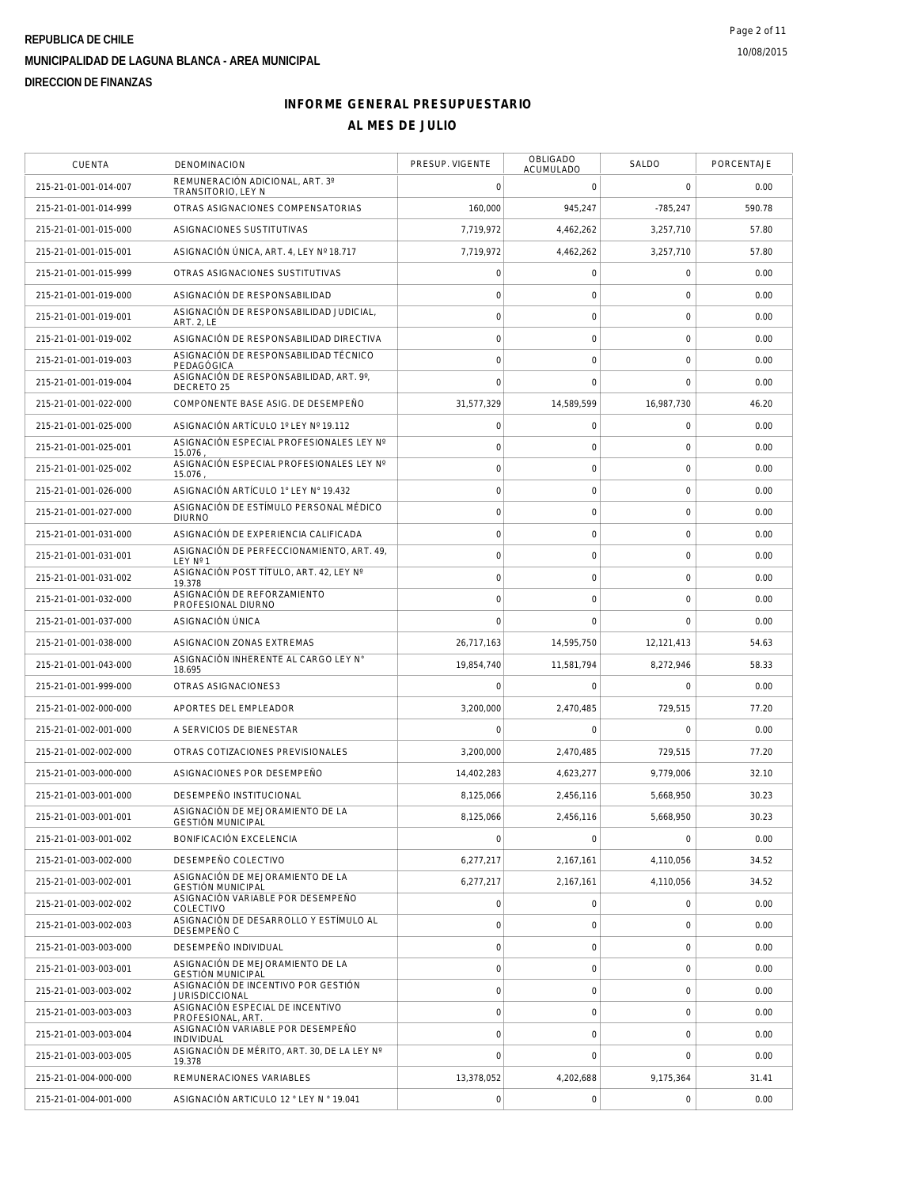REPUBLICA DE CHILE
MUNICIPALIDAD DE LAGUNA BLANCA - AREA MUNICIPAL
DIRECCION DE FINANZAS

# INFORME GENERAL PRESUPUESTARIO
## AL MES DE JULIO

| CUENTA | DENOMINACION | PRESUP. VIGENTE | OBLIGADO ACUMULADO | SALDO | PORCENTAJE |
|---|---|---|---|---|---|
| 215-21-01-001-014-007 | REMUNERACIÓN ADICIONAL, ART. 3º TRANSITORIO, LEY N | 0 | 0 | 0 | 0.00 |
| 215-21-01-001-014-999 | OTRAS ASIGNACIONES COMPENSATORIAS | 160,000 | 945,247 | -785,247 | 590.78 |
| 215-21-01-001-015-000 | ASIGNACIONES SUSTITUTIVAS | 7,719,972 | 4,462,262 | 3,257,710 | 57.80 |
| 215-21-01-001-015-001 | ASIGNACIÓN ÚNICA, ART. 4, LEY Nº 18.717 | 7,719,972 | 4,462,262 | 3,257,710 | 57.80 |
| 215-21-01-001-015-999 | OTRAS ASIGNACIONES SUSTITUTIVAS | 0 | 0 | 0 | 0.00 |
| 215-21-01-001-019-000 | ASIGNACIÓN DE RESPONSABILIDAD | 0 | 0 | 0 | 0.00 |
| 215-21-01-001-019-001 | ASIGNACIÓN DE RESPONSABILIDAD JUDICIAL, ART. 2, LE | 0 | 0 | 0 | 0.00 |
| 215-21-01-001-019-002 | ASIGNACIÓN DE RESPONSABILIDAD DIRECTIVA | 0 | 0 | 0 | 0.00 |
| 215-21-01-001-019-003 | ASIGNACIÓN DE RESPONSABILIDAD TÉCNICO PEDAGÓGICA | 0 | 0 | 0 | 0.00 |
| 215-21-01-001-019-004 | ASIGNACIÓN DE RESPONSABILIDAD, ART. 9º, DECRETO 25 | 0 | 0 | 0 | 0.00 |
| 215-21-01-001-022-000 | COMPONENTE BASE ASIG. DE DESEMPEÑO | 31,577,329 | 14,589,599 | 16,987,730 | 46.20 |
| 215-21-01-001-025-000 | ASIGNACIÓN ARTÍCULO 1º LEY Nº 19.112 | 0 | 0 | 0 | 0.00 |
| 215-21-01-001-025-001 | ASIGNACIÓN ESPECIAL PROFESIONALES LEY Nº 15.076 , | 0 | 0 | 0 | 0.00 |
| 215-21-01-001-025-002 | ASIGNACIÓN ESPECIAL PROFESIONALES LEY Nº 15.076 , | 0 | 0 | 0 | 0.00 |
| 215-21-01-001-026-000 | ASIGNACIÓN ARTÍCULO 1° LEY N° 19.432 | 0 | 0 | 0 | 0.00 |
| 215-21-01-001-027-000 | ASIGNACIÓN DE ESTÍMULO PERSONAL MÉDICO DIURNO | 0 | 0 | 0 | 0.00 |
| 215-21-01-001-031-000 | ASIGNACIÓN DE EXPERIENCIA CALIFICADA | 0 | 0 | 0 | 0.00 |
| 215-21-01-001-031-001 | ASIGNACIÓN DE PERFECCIONAMIENTO, ART. 49, LEY Nº 1 | 0 | 0 | 0 | 0.00 |
| 215-21-01-001-031-002 | ASIGNACIÓN POST TÍTULO, ART. 42, LEY Nº 19.378 | 0 | 0 | 0 | 0.00 |
| 215-21-01-001-032-000 | ASIGNACIÓN DE REFORZAMIENTO PROFESIONAL DIURNO | 0 | 0 | 0 | 0.00 |
| 215-21-01-001-037-000 | ASIGNACIÓN ÚNICA | 0 | 0 | 0 | 0.00 |
| 215-21-01-001-038-000 | ASIGNACION ZONAS EXTREMAS | 26,717,163 | 14,595,750 | 12,121,413 | 54.63 |
| 215-21-01-001-043-000 | ASIGNACIÓN INHERENTE AL CARGO LEY N° 18.695 | 19,854,740 | 11,581,794 | 8,272,946 | 58.33 |
| 215-21-01-001-999-000 | OTRAS ASIGNACIONES3 | 0 | 0 | 0 | 0.00 |
| 215-21-01-002-000-000 | APORTES DEL EMPLEADOR | 3,200,000 | 2,470,485 | 729,515 | 77.20 |
| 215-21-01-002-001-000 | A SERVICIOS DE BIENESTAR | 0 | 0 | 0 | 0.00 |
| 215-21-01-002-002-000 | OTRAS COTIZACIONES PREVISIONALES | 3,200,000 | 2,470,485 | 729,515 | 77.20 |
| 215-21-01-003-000-000 | ASIGNACIONES POR DESEMPEÑO | 14,402,283 | 4,623,277 | 9,779,006 | 32.10 |
| 215-21-01-003-001-000 | DESEMPEÑO INSTITUCIONAL | 8,125,066 | 2,456,116 | 5,668,950 | 30.23 |
| 215-21-01-003-001-001 | ASIGNACIÓN DE MEJORAMIENTO DE LA GESTIÓN MUNICIPAL | 8,125,066 | 2,456,116 | 5,668,950 | 30.23 |
| 215-21-01-003-001-002 | BONIFICACIÓN EXCELENCIA | 0 | 0 | 0 | 0.00 |
| 215-21-01-003-002-000 | DESEMPEÑO COLECTIVO | 6,277,217 | 2,167,161 | 4,110,056 | 34.52 |
| 215-21-01-003-002-001 | ASIGNACIÓN DE MEJORAMIENTO DE LA GESTIÓN MUNICIPAL | 6,277,217 | 2,167,161 | 4,110,056 | 34.52 |
| 215-21-01-003-002-002 | ASIGNACIÓN VARIABLE POR DESEMPEÑO COLECTIVO | 0 | 0 | 0 | 0.00 |
| 215-21-01-003-002-003 | ASIGNACIÓN DE DESARROLLO Y ESTÍMULO AL DESEMPEÑO C | 0 | 0 | 0 | 0.00 |
| 215-21-01-003-003-000 | DESEMPEÑO INDIVIDUAL | 0 | 0 | 0 | 0.00 |
| 215-21-01-003-003-001 | ASIGNACIÓN DE MEJORAMIENTO DE LA GESTIÓN MUNICIPAL | 0 | 0 | 0 | 0.00 |
| 215-21-01-003-003-002 | ASIGNACIÓN DE INCENTIVO POR GESTIÓN JURISDICCIONAL | 0 | 0 | 0 | 0.00 |
| 215-21-01-003-003-003 | ASIGNACIÓN ESPECIAL DE INCENTIVO PROFESIONAL, ART. | 0 | 0 | 0 | 0.00 |
| 215-21-01-003-003-004 | ASIGNACIÓN VARIABLE POR DESEMPEÑO INDIVIDUAL | 0 | 0 | 0 | 0.00 |
| 215-21-01-003-003-005 | ASIGNACIÓN DE MÉRITO, ART. 30, DE LA LEY Nº 19.378 | 0 | 0 | 0 | 0.00 |
| 215-21-01-004-000-000 | REMUNERACIONES VARIABLES | 13,378,052 | 4,202,688 | 9,175,364 | 31.41 |
| 215-21-01-004-001-000 | ASIGNACIÓN ARTICULO 12 ° LEY N ° 19.041 | 0 | 0 | 0 | 0.00 |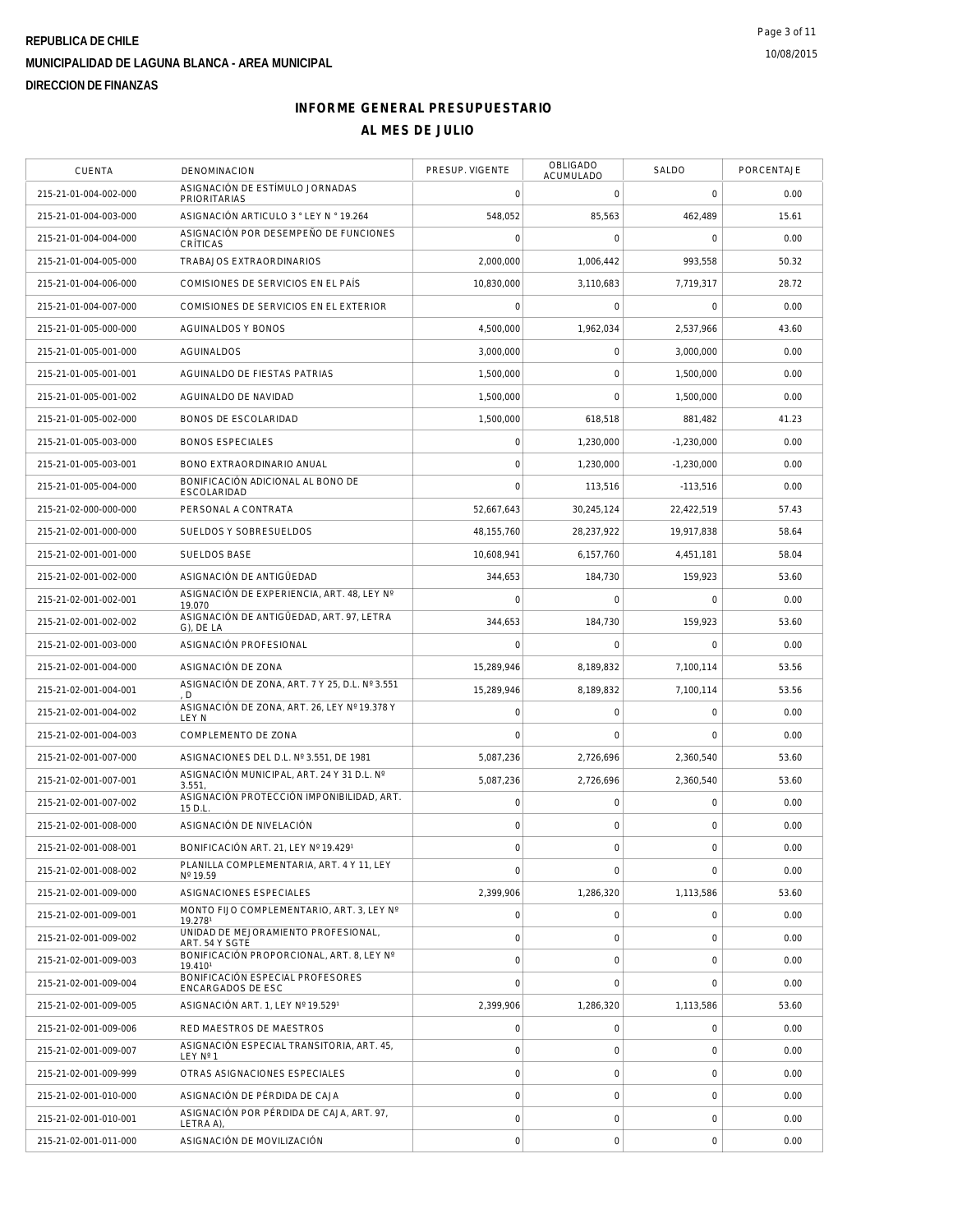REPUBLICA DE CHILE

MUNICIPALIDAD DE LAGUNA BLANCA - AREA MUNICIPAL

DIRECCION DE FINANZAS

# INFORME GENERAL PRESUPUESTARIO

## AL MES DE JULIO

| CUENTA | DENOMINACION | PRESUP. VIGENTE | OBLIGADO ACUMULADO | SALDO | PORCENTAJE |
|---|---|---|---|---|---|
| 215-21-01-004-002-000 | ASIGNACIÓN DE ESTÍMULO JORNADAS PRIORITARIAS | 0 | 0 | 0 | 0.00 |
| 215-21-01-004-003-000 | ASIGNACIÓN ARTICULO 3 ° LEY N ° 19.264 | 548,052 | 85,563 | 462,489 | 15.61 |
| 215-21-01-004-004-000 | ASIGNACIÓN POR DESEMPEÑO DE FUNCIONES CRÍTICAS | 0 | 0 | 0 | 0.00 |
| 215-21-01-004-005-000 | TRABAJOS EXTRAORDINARIOS | 2,000,000 | 1,006,442 | 993,558 | 50.32 |
| 215-21-01-004-006-000 | COMISIONES DE SERVICIOS EN EL PAÍS | 10,830,000 | 3,110,683 | 7,719,317 | 28.72 |
| 215-21-01-004-007-000 | COMISIONES DE SERVICIOS EN EL EXTERIOR | 0 | 0 | 0 | 0.00 |
| 215-21-01-005-000-000 | AGUINALDOS Y BONOS | 4,500,000 | 1,962,034 | 2,537,966 | 43.60 |
| 215-21-01-005-001-000 | AGUINALDOS | 3,000,000 | 0 | 3,000,000 | 0.00 |
| 215-21-01-005-001-001 | AGUINALDO DE FIESTAS PATRIAS | 1,500,000 | 0 | 1,500,000 | 0.00 |
| 215-21-01-005-001-002 | AGUINALDO DE NAVIDAD | 1,500,000 | 0 | 1,500,000 | 0.00 |
| 215-21-01-005-002-000 | BONOS DE ESCOLARIDAD | 1,500,000 | 618,518 | 881,482 | 41.23 |
| 215-21-01-005-003-000 | BONOS ESPECIALES | 0 | 1,230,000 | -1,230,000 | 0.00 |
| 215-21-01-005-003-001 | BONO EXTRAORDINARIO ANUAL | 0 | 1,230,000 | -1,230,000 | 0.00 |
| 215-21-01-005-004-000 | BONIFICACIÓN ADICIONAL AL BONO DE ESCOLARIDAD | 0 | 113,516 | -113,516 | 0.00 |
| 215-21-02-000-000-000 | PERSONAL A CONTRATA | 52,667,643 | 30,245,124 | 22,422,519 | 57.43 |
| 215-21-02-001-000-000 | SUELDOS Y SOBRESUELDOS | 48,155,760 | 28,237,922 | 19,917,838 | 58.64 |
| 215-21-02-001-001-000 | SUELDOS BASE | 10,608,941 | 6,157,760 | 4,451,181 | 58.04 |
| 215-21-02-001-002-000 | ASIGNACIÓN DE ANTIGÜEDAD | 344,653 | 184,730 | 159,923 | 53.60 |
| 215-21-02-001-002-001 | ASIGNACIÓN DE EXPERIENCIA, ART. 48, LEY Nº 19.070 | 0 | 0 | 0 | 0.00 |
| 215-21-02-001-002-002 | ASIGNACIÓN DE ANTIGÜEDAD, ART. 97, LETRA G), DE LA | 344,653 | 184,730 | 159,923 | 53.60 |
| 215-21-02-001-003-000 | ASIGNACIÓN PROFESIONAL | 0 | 0 | 0 | 0.00 |
| 215-21-02-001-004-000 | ASIGNACIÓN DE ZONA | 15,289,946 | 8,189,832 | 7,100,114 | 53.56 |
| 215-21-02-001-004-001 | ASIGNACIÓN DE ZONA, ART. 7 Y 25, D.L. Nº 3.551 , D | 15,289,946 | 8,189,832 | 7,100,114 | 53.56 |
| 215-21-02-001-004-002 | ASIGNACIÓN DE ZONA, ART. 26, LEY Nº 19.378 Y LEY N | 0 | 0 | 0 | 0.00 |
| 215-21-02-001-004-003 | COMPLEMENTO DE ZONA | 0 | 0 | 0 | 0.00 |
| 215-21-02-001-007-000 | ASIGNACIONES DEL D.L. Nº 3.551, DE 1981 | 5,087,236 | 2,726,696 | 2,360,540 | 53.60 |
| 215-21-02-001-007-001 | ASIGNACIÓN MUNICIPAL, ART. 24 Y 31 D.L. Nº 3.551, | 5,087,236 | 2,726,696 | 2,360,540 | 53.60 |
| 215-21-02-001-007-002 | ASIGNACIÓN PROTECCIÓN IMPONIBILIDAD, ART. 15 D.L. | 0 | 0 | 0 | 0.00 |
| 215-21-02-001-008-000 | ASIGNACIÓN DE NIVELACIÓN | 0 | 0 | 0 | 0.00 |
| 215-21-02-001-008-001 | BONIFICACIÓN ART. 21, LEY Nº 19.429¹ | 0 | 0 | 0 | 0.00 |
| 215-21-02-001-008-002 | PLANILLA COMPLEMENTARIA, ART. 4 Y 11, LEY Nº 19.59 | 0 | 0 | 0 | 0.00 |
| 215-21-02-001-009-000 | ASIGNACIONES ESPECIALES | 2,399,906 | 1,286,320 | 1,113,586 | 53.60 |
| 215-21-02-001-009-001 | MONTO FIJO COMPLEMENTARIO, ART. 3, LEY Nº 19.278¹ | 0 | 0 | 0 | 0.00 |
| 215-21-02-001-009-002 | UNIDAD DE MEJORAMIENTO PROFESIONAL, ART. 54 Y SGTE | 0 | 0 | 0 | 0.00 |
| 215-21-02-001-009-003 | BONIFICACIÓN PROPORCIONAL, ART. 8, LEY Nº 19.410¹ | 0 | 0 | 0 | 0.00 |
| 215-21-02-001-009-004 | BONIFICACIÓN ESPECIAL PROFESORES ENCARGADOS DE ESC | 0 | 0 | 0 | 0.00 |
| 215-21-02-001-009-005 | ASIGNACIÓN ART. 1, LEY Nº 19.529¹ | 2,399,906 | 1,286,320 | 1,113,586 | 53.60 |
| 215-21-02-001-009-006 | RED MAESTROS DE MAESTROS | 0 | 0 | 0 | 0.00 |
| 215-21-02-001-009-007 | ASIGNACIÓN ESPECIAL TRANSITORIA, ART. 45, LEY Nº 1 | 0 | 0 | 0 | 0.00 |
| 215-21-02-001-009-999 | OTRAS ASIGNACIONES ESPECIALES | 0 | 0 | 0 | 0.00 |
| 215-21-02-001-010-000 | ASIGNACIÓN DE PÉRDIDA DE CAJA | 0 | 0 | 0 | 0.00 |
| 215-21-02-001-010-001 | ASIGNACIÓN POR PÉRDIDA DE CAJA, ART. 97, LETRA A), | 0 | 0 | 0 | 0.00 |
| 215-21-02-001-011-000 | ASIGNACIÓN DE MOVILIZACIÓN | 0 | 0 | 0 | 0.00 |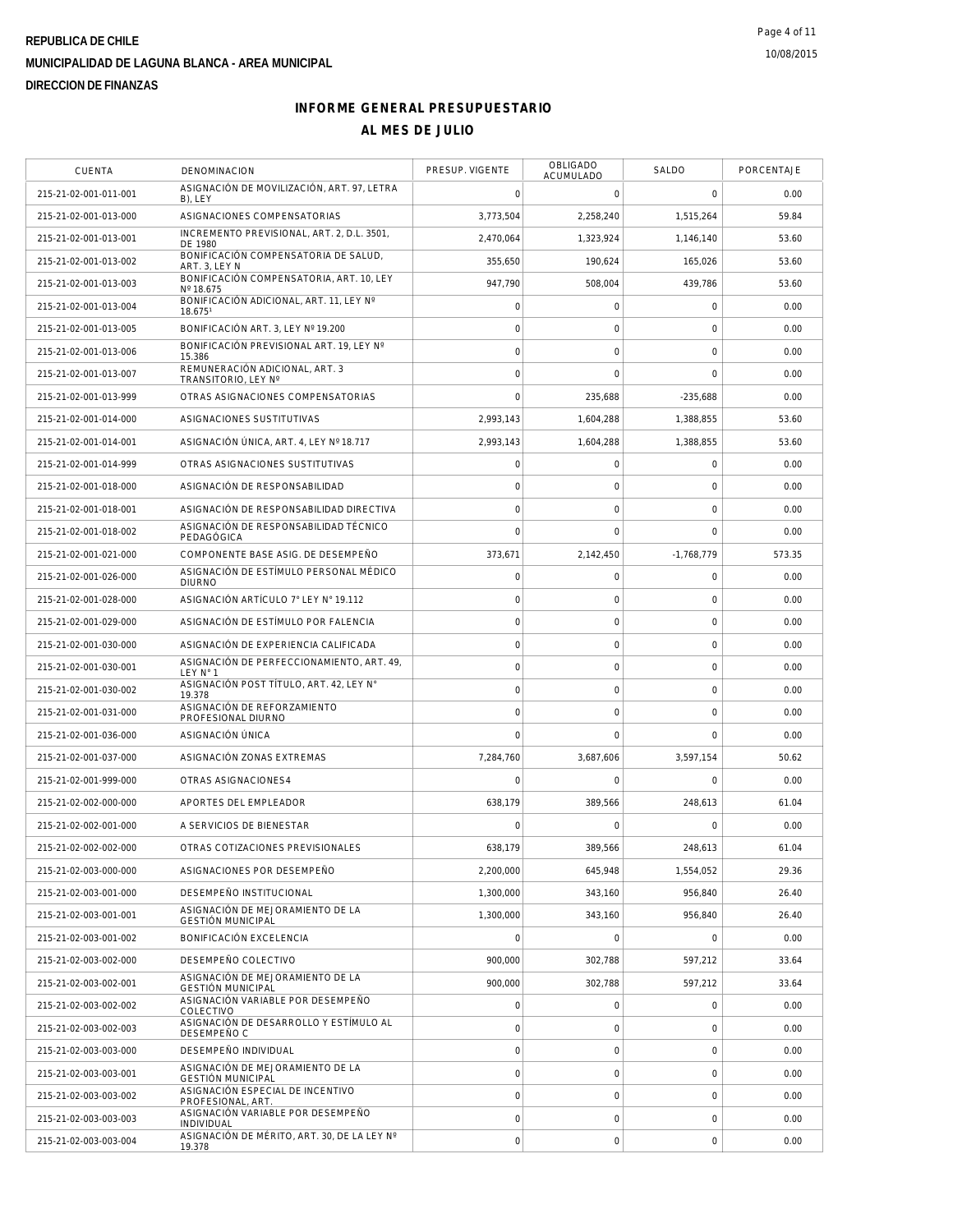**REPUBLICA DE CHILE**

**MUNICIPALIDAD DE LAGUNA BLANCA - AREA MUNICIPAL**

**DIRECCION DE FINANZAS**

# INFORME GENERAL PRESUPUESTARIO

## AL MES DE JULIO

| CUENTA | DENOMINACION | PRESUP. VIGENTE | OBLIGADO ACUMULADO | SALDO | PORCENTAJE |
|---|---|---|---|---|---|
| 215-21-02-001-011-001 | ASIGNACIÓN DE MOVILIZACIÓN, ART. 97, LETRA B), LEY | 0 | 0 | 0 | 0.00 |
| 215-21-02-001-013-000 | ASIGNACIONES COMPENSATORIAS | 3,773,504 | 2,258,240 | 1,515,264 | 59.84 |
| 215-21-02-001-013-001 | INCREMENTO PREVISIONAL, ART. 2, D.L. 3501, DE 1980 | 2,470,064 | 1,323,924 | 1,146,140 | 53.60 |
| 215-21-02-001-013-002 | BONIFICACIÓN COMPENSATORIA DE SALUD, ART. 3, LEY N | 355,650 | 190,624 | 165,026 | 53.60 |
| 215-21-02-001-013-003 | BONIFICACIÓN COMPENSATORIA, ART. 10, LEY Nº 18.675 | 947,790 | 508,004 | 439,786 | 53.60 |
| 215-21-02-001-013-004 | BONIFICACIÓN ADICIONAL, ART. 11, LEY Nº 18.675¹ | 0 | 0 | 0 | 0.00 |
| 215-21-02-001-013-005 | BONIFICACIÓN ART. 3, LEY Nº 19.200 | 0 | 0 | 0 | 0.00 |
| 215-21-02-001-013-006 | BONIFICACIÓN PREVISIONAL ART. 19, LEY Nº 15.386 | 0 | 0 | 0 | 0.00 |
| 215-21-02-001-013-007 | REMUNERACIÓN ADICIONAL, ART. 3 TRANSITORIO, LEY Nº | 0 | 0 | 0 | 0.00 |
| 215-21-02-001-013-999 | OTRAS ASIGNACIONES COMPENSATORIAS | 0 | 235,688 | -235,688 | 0.00 |
| 215-21-02-001-014-000 | ASIGNACIONES SUSTITUTIVAS | 2,993,143 | 1,604,288 | 1,388,855 | 53.60 |
| 215-21-02-001-014-001 | ASIGNACIÓN ÚNICA, ART. 4, LEY Nº 18.717 | 2,993,143 | 1,604,288 | 1,388,855 | 53.60 |
| 215-21-02-001-014-999 | OTRAS ASIGNACIONES SUSTITUTIVAS | 0 | 0 | 0 | 0.00 |
| 215-21-02-001-018-000 | ASIGNACIÓN DE RESPONSABILIDAD | 0 | 0 | 0 | 0.00 |
| 215-21-02-001-018-001 | ASIGNACIÓN DE RESPONSABILIDAD DIRECTIVA | 0 | 0 | 0 | 0.00 |
| 215-21-02-001-018-002 | ASIGNACIÓN DE RESPONSABILIDAD TÉCNICO PEDAGÓGICA | 0 | 0 | 0 | 0.00 |
| 215-21-02-001-021-000 | COMPONENTE BASE ASIG. DE DESEMPEÑO | 373,671 | 2,142,450 | -1,768,779 | 573.35 |
| 215-21-02-001-026-000 | ASIGNACIÓN DE ESTÍMULO PERSONAL MÉDICO DIURNO | 0 | 0 | 0 | 0.00 |
| 215-21-02-001-028-000 | ASIGNACIÓN ARTÍCULO 7° LEY N° 19.112 | 0 | 0 | 0 | 0.00 |
| 215-21-02-001-029-000 | ASIGNACIÓN DE ESTÍMULO POR FALENCIA | 0 | 0 | 0 | 0.00 |
| 215-21-02-001-030-000 | ASIGNACIÓN DE EXPERIENCIA CALIFICADA | 0 | 0 | 0 | 0.00 |
| 215-21-02-001-030-001 | ASIGNACIÓN DE PERFECCIONAMIENTO, ART. 49, LEY N° 1 | 0 | 0 | 0 | 0.00 |
| 215-21-02-001-030-002 | ASIGNACIÓN POST TÍTULO, ART. 42, LEY N° 19.378 | 0 | 0 | 0 | 0.00 |
| 215-21-02-001-031-000 | ASIGNACIÓN DE REFORZAMIENTO PROFESIONAL DIURNO | 0 | 0 | 0 | 0.00 |
| 215-21-02-001-036-000 | ASIGNACIÓN ÚNICA | 0 | 0 | 0 | 0.00 |
| 215-21-02-001-037-000 | ASIGNACIÓN ZONAS EXTREMAS | 7,284,760 | 3,687,606 | 3,597,154 | 50.62 |
| 215-21-02-001-999-000 | OTRAS ASIGNACIONES4 | 0 | 0 | 0 | 0.00 |
| 215-21-02-002-000-000 | APORTES DEL EMPLEADOR | 638,179 | 389,566 | 248,613 | 61.04 |
| 215-21-02-002-001-000 | A SERVICIOS DE BIENESTAR | 0 | 0 | 0 | 0.00 |
| 215-21-02-002-002-000 | OTRAS COTIZACIONES PREVISIONALES | 638,179 | 389,566 | 248,613 | 61.04 |
| 215-21-02-003-000-000 | ASIGNACIONES POR DESEMPEÑO | 2,200,000 | 645,948 | 1,554,052 | 29.36 |
| 215-21-02-003-001-000 | DESEMPEÑO INSTITUCIONAL | 1,300,000 | 343,160 | 956,840 | 26.40 |
| 215-21-02-003-001-001 | ASIGNACIÓN DE MEJORAMIENTO DE LA GESTIÓN MUNICIPAL | 1,300,000 | 343,160 | 956,840 | 26.40 |
| 215-21-02-003-001-002 | BONIFICACIÓN EXCELENCIA | 0 | 0 | 0 | 0.00 |
| 215-21-02-003-002-000 | DESEMPEÑO COLECTIVO | 900,000 | 302,788 | 597,212 | 33.64 |
| 215-21-02-003-002-001 | ASIGNACIÓN DE MEJORAMIENTO DE LA GESTIÓN MUNICIPAL | 900,000 | 302,788 | 597,212 | 33.64 |
| 215-21-02-003-002-002 | ASIGNACIÓN VARIABLE POR DESEMPEÑO COLECTIVO | 0 | 0 | 0 | 0.00 |
| 215-21-02-003-002-003 | ASIGNACIÓN DE DESARROLLO Y ESTÍMULO AL DESEMPEÑO C | 0 | 0 | 0 | 0.00 |
| 215-21-02-003-003-000 | DESEMPEÑO INDIVIDUAL | 0 | 0 | 0 | 0.00 |
| 215-21-02-003-003-001 | ASIGNACIÓN DE MEJORAMIENTO DE LA GESTIÓN MUNICIPAL | 0 | 0 | 0 | 0.00 |
| 215-21-02-003-003-002 | ASIGNACIÓN ESPECIAL DE INCENTIVO PROFESIONAL, ART. | 0 | 0 | 0 | 0.00 |
| 215-21-02-003-003-003 | ASIGNACIÓN VARIABLE POR DESEMPEÑO INDIVIDUAL | 0 | 0 | 0 | 0.00 |
| 215-21-02-003-003-004 | ASIGNACIÓN DE MÉRITO, ART. 30, DE LA LEY Nº 19.378 | 0 | 0 | 0 | 0.00 |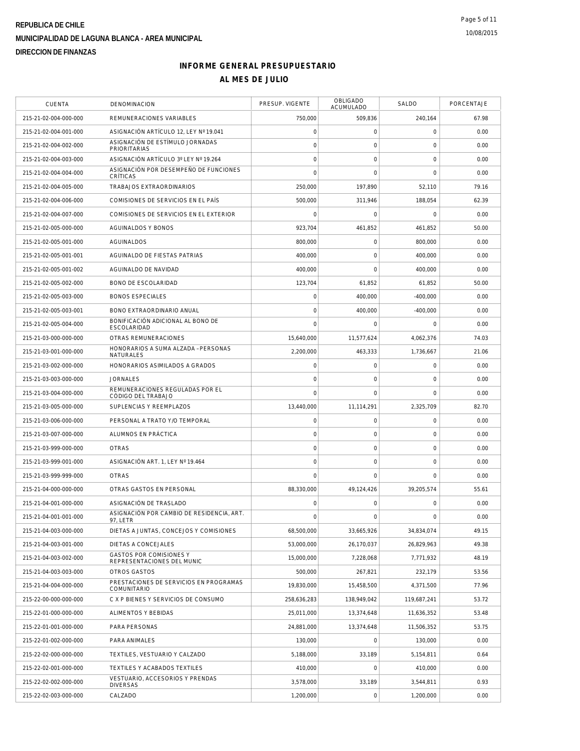**REPUBLICA DE CHILE**
**MUNICIPALIDAD DE LAGUNA BLANCA - AREA MUNICIPAL**
**DIRECCION DE FINANZAS**

## INFORME GENERAL PRESUPUESTARIO
## AL MES DE JULIO

| CUENTA | DENOMINACION | PRESUP. VIGENTE | OBLIGADO ACUMULADO | SALDO | PORCENTAJE |
|---|---|---|---|---|---|
| 215-21-02-004-000-000 | REMUNERACIONES VARIABLES | 750,000 | 509,836 | 240,164 | 67.98 |
| 215-21-02-004-001-000 | ASIGNACIÓN ARTÍCULO 12, LEY Nº 19.041 | 0 | 0 | 0 | 0.00 |
| 215-21-02-004-002-000 | ASIGNACIÓN DE ESTÍMULO JORNADAS PRIORITARIAS | 0 | 0 | 0 | 0.00 |
| 215-21-02-004-003-000 | ASIGNACIÓN ARTÍCULO 3º LEY Nº 19.264 | 0 | 0 | 0 | 0.00 |
| 215-21-02-004-004-000 | ASIGNACIÓN POR DESEMPEÑO DE FUNCIONES CRÍTICAS | 0 | 0 | 0 | 0.00 |
| 215-21-02-004-005-000 | TRABAJOS EXTRAORDINARIOS | 250,000 | 197,890 | 52,110 | 79.16 |
| 215-21-02-004-006-000 | COMISIONES DE SERVICIOS EN EL PAÍS | 500,000 | 311,946 | 188,054 | 62.39 |
| 215-21-02-004-007-000 | COMISIONES DE SERVICIOS EN EL EXTERIOR | 0 | 0 | 0 | 0.00 |
| 215-21-02-005-000-000 | AGUINALDOS Y BONOS | 923,704 | 461,852 | 461,852 | 50.00 |
| 215-21-02-005-001-000 | AGUINALDOS | 800,000 | 0 | 800,000 | 0.00 |
| 215-21-02-005-001-001 | AGUINALDO DE FIESTAS PATRIAS | 400,000 | 0 | 400,000 | 0.00 |
| 215-21-02-005-001-002 | AGUINALDO DE NAVIDAD | 400,000 | 0 | 400,000 | 0.00 |
| 215-21-02-005-002-000 | BONO DE ESCOLARIDAD | 123,704 | 61,852 | 61,852 | 50.00 |
| 215-21-02-005-003-000 | BONOS ESPECIALES | 0 | 400,000 | -400,000 | 0.00 |
| 215-21-02-005-003-001 | BONO EXTRAORDINARIO ANUAL | 0 | 400,000 | -400,000 | 0.00 |
| 215-21-02-005-004-000 | BONIFICACIÓN ADICIONAL AL BONO DE ESCOLARIDAD | 0 | 0 | 0 | 0.00 |
| 215-21-03-000-000-000 | OTRAS REMUNERACIONES | 15,640,000 | 11,577,624 | 4,062,376 | 74.03 |
| 215-21-03-001-000-000 | HONORARIOS A SUMA ALZADA –PERSONAS NATURALES | 2,200,000 | 463,333 | 1,736,667 | 21.06 |
| 215-21-03-002-000-000 | HONORARIOS ASIMILADOS A GRADOS | 0 | 0 | 0 | 0.00 |
| 215-21-03-003-000-000 | JORNALES | 0 | 0 | 0 | 0.00 |
| 215-21-03-004-000-000 | REMUNERACIONES REGULADAS POR EL CÓDIGO DEL TRABAJO | 0 | 0 | 0 | 0.00 |
| 215-21-03-005-000-000 | SUPLENCIAS Y REEMPLAZOS | 13,440,000 | 11,114,291 | 2,325,709 | 82.70 |
| 215-21-03-006-000-000 | PERSONAL A TRATO Y/O TEMPORAL | 0 | 0 | 0 | 0.00 |
| 215-21-03-007-000-000 | ALUMNOS EN PRÁCTICA | 0 | 0 | 0 | 0.00 |
| 215-21-03-999-000-000 | OTRAS | 0 | 0 | 0 | 0.00 |
| 215-21-03-999-001-000 | ASIGNACIÓN ART. 1, LEY Nº 19.464 | 0 | 0 | 0 | 0.00 |
| 215-21-03-999-999-000 | OTRAS | 0 | 0 | 0 | 0.00 |
| 215-21-04-000-000-000 | OTRAS GASTOS EN PERSONAL | 88,330,000 | 49,124,426 | 39,205,574 | 55.61 |
| 215-21-04-001-000-000 | ASIGNACIÓN DE TRASLADO | 0 | 0 | 0 | 0.00 |
| 215-21-04-001-001-000 | ASIGNACIÓN POR CAMBIO DE RESIDENCIA, ART. 97, LETR | 0 | 0 | 0 | 0.00 |
| 215-21-04-003-000-000 | DIETAS A JUNTAS, CONCEJOS Y COMISIONES | 68,500,000 | 33,665,926 | 34,834,074 | 49.15 |
| 215-21-04-003-001-000 | DIETAS A CONCEJALES | 53,000,000 | 26,170,037 | 26,829,963 | 49.38 |
| 215-21-04-003-002-000 | GASTOS POR COMISIONES Y REPRESENTACIONES DEL MUNIC | 15,000,000 | 7,228,068 | 7,771,932 | 48.19 |
| 215-21-04-003-003-000 | OTROS GASTOS | 500,000 | 267,821 | 232,179 | 53.56 |
| 215-21-04-004-000-000 | PRESTACIONES DE SERVICIOS EN PROGRAMAS COMUNITARIO | 19,830,000 | 15,458,500 | 4,371,500 | 77.96 |
| 215-22-00-000-000-000 | C X P BIENES Y SERVICIOS DE CONSUMO | 258,636,283 | 138,949,042 | 119,687,241 | 53.72 |
| 215-22-01-000-000-000 | ALIMENTOS Y BEBIDAS | 25,011,000 | 13,374,648 | 11,636,352 | 53.48 |
| 215-22-01-001-000-000 | PARA PERSONAS | 24,881,000 | 13,374,648 | 11,506,352 | 53.75 |
| 215-22-01-002-000-000 | PARA ANIMALES | 130,000 | 0 | 130,000 | 0.00 |
| 215-22-02-000-000-000 | TEXTILES, VESTUARIO Y CALZADO | 5,188,000 | 33,189 | 5,154,811 | 0.64 |
| 215-22-02-001-000-000 | TEXTILES Y ACABADOS TEXTILES | 410,000 | 0 | 410,000 | 0.00 |
| 215-22-02-002-000-000 | VESTUARIO, ACCESORIOS Y PRENDAS DIVERSAS | 3,578,000 | 33,189 | 3,544,811 | 0.93 |
| 215-22-02-003-000-000 | CALZADO | 1,200,000 | 0 | 1,200,000 | 0.00 |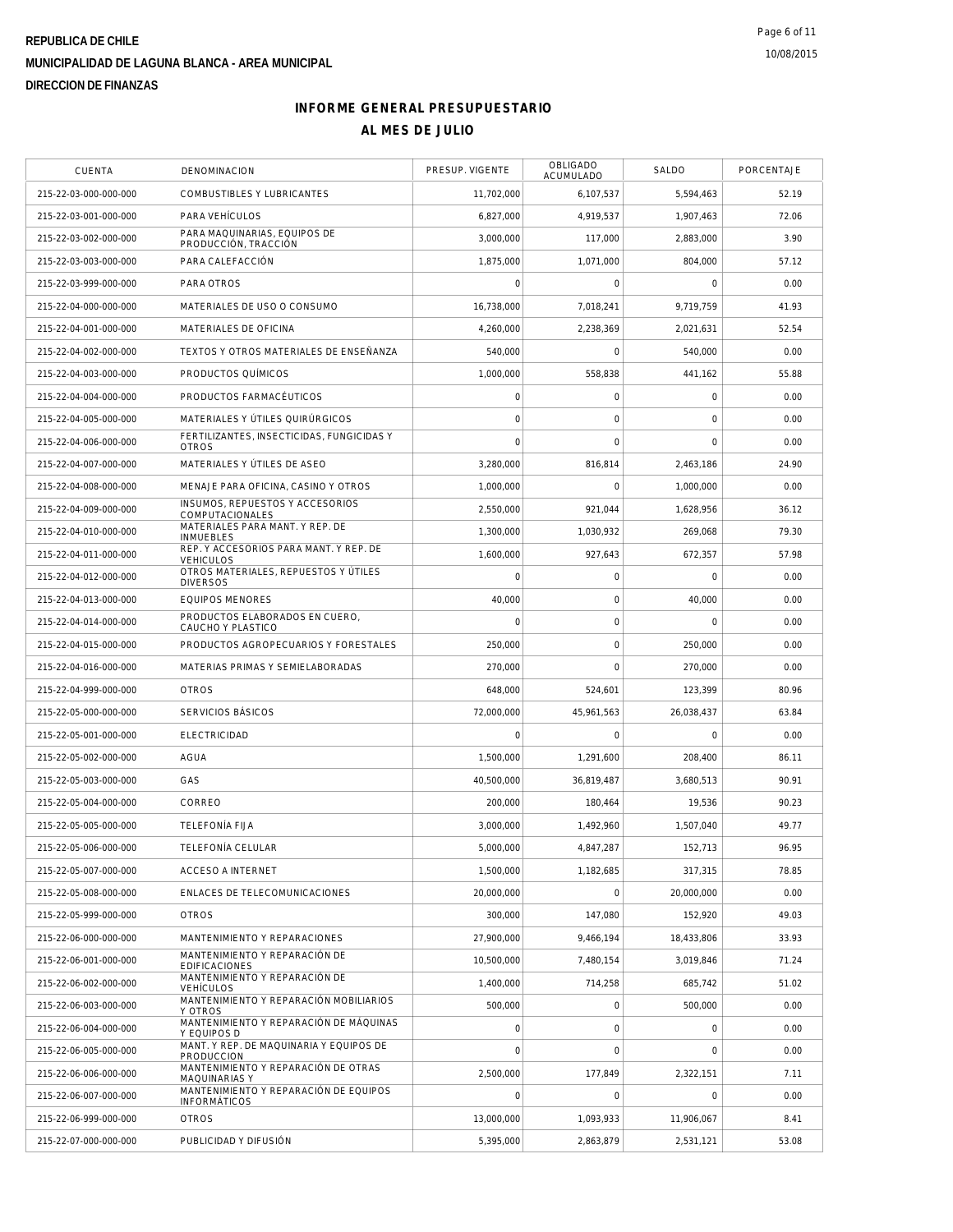**REPUBLICA DE CHILE**

**MUNICIPALIDAD DE LAGUNA BLANCA - AREA MUNICIPAL**

**DIRECCION DE FINANZAS**

## INFORME GENERAL PRESUPUESTARIO

## AL MES DE JULIO

| CUENTA | DENOMINACION | PRESUP. VIGENTE | OBLIGADO ACUMULADO | SALDO | PORCENTAJE |
|---|---|---|---|---|---|
| 215-22-03-000-000-000 | COMBUSTIBLES Y LUBRICANTES | 11,702,000 | 6,107,537 | 5,594,463 | 52.19 |
| 215-22-03-001-000-000 | PARA VEHÍCULOS | 6,827,000 | 4,919,537 | 1,907,463 | 72.06 |
| 215-22-03-002-000-000 | PARA MAQUINARIAS, EQUIPOS DE PRODUCCIÓN, TRACCIÓN | 3,000,000 | 117,000 | 2,883,000 | 3.90 |
| 215-22-03-003-000-000 | PARA CALEFACCIÓN | 1,875,000 | 1,071,000 | 804,000 | 57.12 |
| 215-22-03-999-000-000 | PARA OTROS | 0 | 0 | 0 | 0.00 |
| 215-22-04-000-000-000 | MATERIALES DE USO O CONSUMO | 16,738,000 | 7,018,241 | 9,719,759 | 41.93 |
| 215-22-04-001-000-000 | MATERIALES DE OFICINA | 4,260,000 | 2,238,369 | 2,021,631 | 52.54 |
| 215-22-04-002-000-000 | TEXTOS Y OTROS MATERIALES DE ENSEÑANZA | 540,000 | 0 | 540,000 | 0.00 |
| 215-22-04-003-000-000 | PRODUCTOS QUÍMICOS | 1,000,000 | 558,838 | 441,162 | 55.88 |
| 215-22-04-004-000-000 | PRODUCTOS FARMACÉUTICOS | 0 | 0 | 0 | 0.00 |
| 215-22-04-005-000-000 | MATERIALES Y ÚTILES QUIRÚRGICOS | 0 | 0 | 0 | 0.00 |
| 215-22-04-006-000-000 | FERTILIZANTES, INSECTICIDAS, FUNGICIDAS Y OTROS | 0 | 0 | 0 | 0.00 |
| 215-22-04-007-000-000 | MATERIALES Y ÚTILES DE ASEO | 3,280,000 | 816,814 | 2,463,186 | 24.90 |
| 215-22-04-008-000-000 | MENAJE PARA OFICINA, CASINO Y OTROS | 1,000,000 | 0 | 1,000,000 | 0.00 |
| 215-22-04-009-000-000 | INSUMOS, REPUESTOS Y ACCESORIOS COMPUTACIONALES | 2,550,000 | 921,044 | 1,628,956 | 36.12 |
| 215-22-04-010-000-000 | MATERIALES PARA MANT. Y REP. DE INMUEBLES | 1,300,000 | 1,030,932 | 269,068 | 79.30 |
| 215-22-04-011-000-000 | REP. Y ACCESORIOS PARA MANT. Y REP. DE VEHICULOS | 1,600,000 | 927,643 | 672,357 | 57.98 |
| 215-22-04-012-000-000 | OTROS MATERIALES, REPUESTOS Y ÚTILES DIVERSOS | 0 | 0 | 0 | 0.00 |
| 215-22-04-013-000-000 | EQUIPOS MENORES | 40,000 | 0 | 40,000 | 0.00 |
| 215-22-04-014-000-000 | PRODUCTOS ELABORADOS EN CUERO, CAUCHO Y PLASTICO | 0 | 0 | 0 | 0.00 |
| 215-22-04-015-000-000 | PRODUCTOS AGROPECUARIOS Y FORESTALES | 250,000 | 0 | 250,000 | 0.00 |
| 215-22-04-016-000-000 | MATERIAS PRIMAS Y SEMIELABORADAS | 270,000 | 0 | 270,000 | 0.00 |
| 215-22-04-999-000-000 | OTROS | 648,000 | 524,601 | 123,399 | 80.96 |
| 215-22-05-000-000-000 | SERVICIOS BÁSICOS | 72,000,000 | 45,961,563 | 26,038,437 | 63.84 |
| 215-22-05-001-000-000 | ELECTRICIDAD | 0 | 0 | 0 | 0.00 |
| 215-22-05-002-000-000 | AGUA | 1,500,000 | 1,291,600 | 208,400 | 86.11 |
| 215-22-05-003-000-000 | GAS | 40,500,000 | 36,819,487 | 3,680,513 | 90.91 |
| 215-22-05-004-000-000 | CORREO | 200,000 | 180,464 | 19,536 | 90.23 |
| 215-22-05-005-000-000 | TELEFONÍA FIJA | 3,000,000 | 1,492,960 | 1,507,040 | 49.77 |
| 215-22-05-006-000-000 | TELEFONÍA CELULAR | 5,000,000 | 4,847,287 | 152,713 | 96.95 |
| 215-22-05-007-000-000 | ACCESO A INTERNET | 1,500,000 | 1,182,685 | 317,315 | 78.85 |
| 215-22-05-008-000-000 | ENLACES DE TELECOMUNICACIONES | 20,000,000 | 0 | 20,000,000 | 0.00 |
| 215-22-05-999-000-000 | OTROS | 300,000 | 147,080 | 152,920 | 49.03 |
| 215-22-06-000-000-000 | MANTENIMIENTO Y REPARACIONES | 27,900,000 | 9,466,194 | 18,433,806 | 33.93 |
| 215-22-06-001-000-000 | MANTENIMIENTO Y REPARACIÓN DE EDIFICACIONES | 10,500,000 | 7,480,154 | 3,019,846 | 71.24 |
| 215-22-06-002-000-000 | MANTENIMIENTO Y REPARACIÓN DE VEHÍCULOS | 1,400,000 | 714,258 | 685,742 | 51.02 |
| 215-22-06-003-000-000 | MANTENIMIENTO Y REPARACIÓN MOBILIARIOS Y OTROS | 500,000 | 0 | 500,000 | 0.00 |
| 215-22-06-004-000-000 | MANTENIMIENTO Y REPARACIÓN DE MÁQUINAS Y EQUIPOS D | 0 | 0 | 0 | 0.00 |
| 215-22-06-005-000-000 | MANT. Y REP. DE MAQUINARIA Y EQUIPOS DE PRODUCCION | 0 | 0 | 0 | 0.00 |
| 215-22-06-006-000-000 | MANTENIMIENTO Y REPARACIÓN DE OTRAS MAQUINARIAS Y | 2,500,000 | 177,849 | 2,322,151 | 7.11 |
| 215-22-06-007-000-000 | MANTENIMIENTO Y REPARACIÓN DE EQUIPOS INFORMÁTICOS | 0 | 0 | 0 | 0.00 |
| 215-22-06-999-000-000 | OTROS | 13,000,000 | 1,093,933 | 11,906,067 | 8.41 |
| 215-22-07-000-000-000 | PUBLICIDAD Y DIFUSIÓN | 5,395,000 | 2,863,879 | 2,531,121 | 53.08 |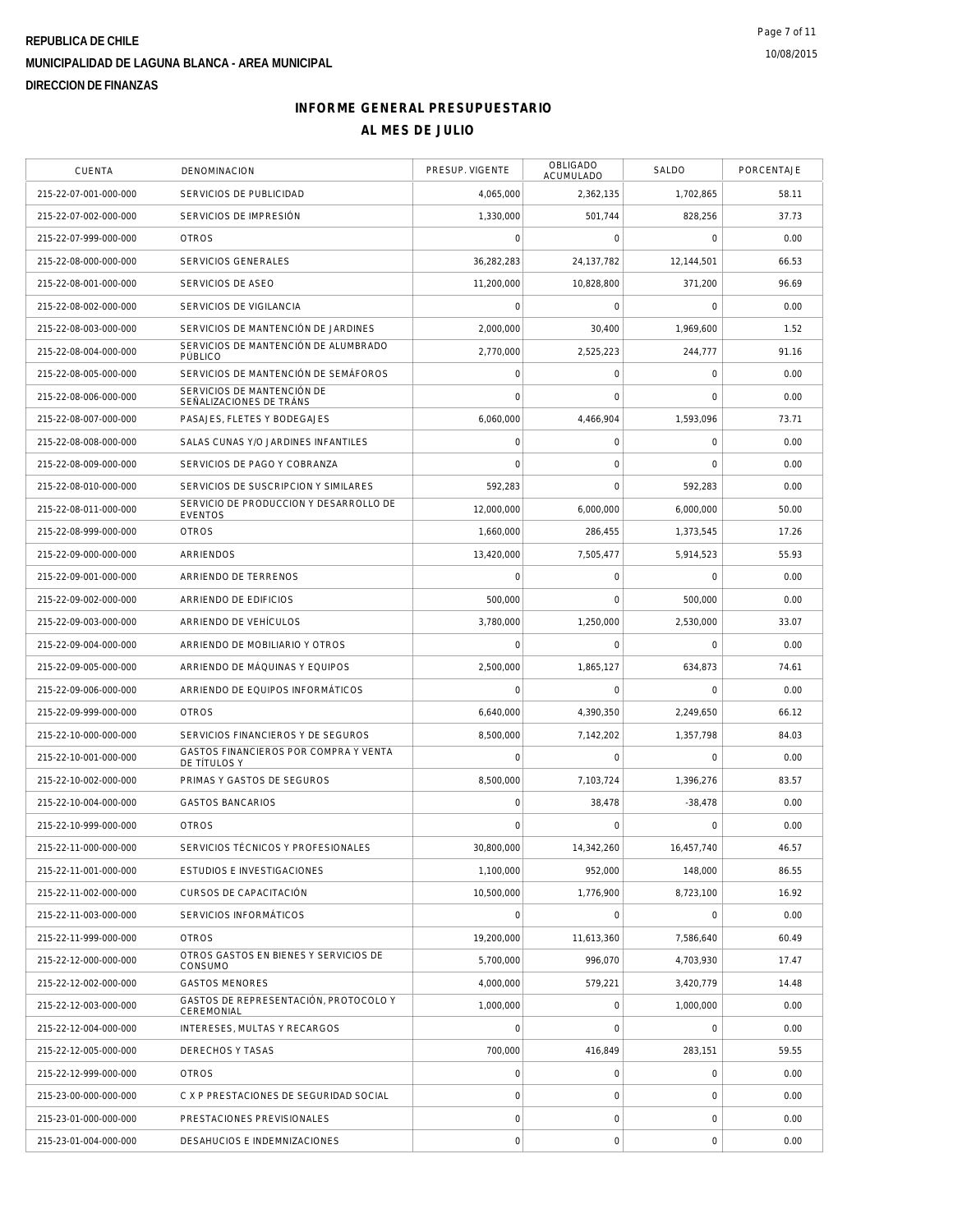**REPUBLICA DE CHILE**
**MUNICIPALIDAD DE LAGUNA BLANCA - AREA MUNICIPAL**
**DIRECCION DE FINANZAS**

10/08/2015

# INFORME GENERAL PRESUPUESTARIO
## AL MES DE JULIO

| CUENTA | DENOMINACION | PRESUP. VIGENTE | OBLIGADO ACUMULADO | SALDO | PORCENTAJE |
|---|---|---|---|---|---|
| 215-22-07-001-000-000 | SERVICIOS DE PUBLICIDAD | 4,065,000 | 2,362,135 | 1,702,865 | 58.11 |
| 215-22-07-002-000-000 | SERVICIOS DE IMPRESIÓN | 1,330,000 | 501,744 | 828,256 | 37.73 |
| 215-22-07-999-000-000 | OTROS | 0 | 0 | 0 | 0.00 |
| 215-22-08-000-000-000 | SERVICIOS GENERALES | 36,282,283 | 24,137,782 | 12,144,501 | 66.53 |
| 215-22-08-001-000-000 | SERVICIOS DE ASEO | 11,200,000 | 10,828,800 | 371,200 | 96.69 |
| 215-22-08-002-000-000 | SERVICIOS DE VIGILANCIA | 0 | 0 | 0 | 0.00 |
| 215-22-08-003-000-000 | SERVICIOS DE MANTENCIÓN DE JARDINES | 2,000,000 | 30,400 | 1,969,600 | 1.52 |
| 215-22-08-004-000-000 | SERVICIOS DE MANTENCIÓN DE ALUMBRADO PÚBLICO | 2,770,000 | 2,525,223 | 244,777 | 91.16 |
| 215-22-08-005-000-000 | SERVICIOS DE MANTENCIÓN DE SEMÁFOROS | 0 | 0 | 0 | 0.00 |
| 215-22-08-006-000-000 | SERVICIOS DE MANTENCIÓN DE SEÑALIZACIONES DE TRÁNS | 0 | 0 | 0 | 0.00 |
| 215-22-08-007-000-000 | PASAJES, FLETES Y BODEGAJES | 6,060,000 | 4,466,904 | 1,593,096 | 73.71 |
| 215-22-08-008-000-000 | SALAS CUNAS Y/O JARDINES INFANTILES | 0 | 0 | 0 | 0.00 |
| 215-22-08-009-000-000 | SERVICIOS DE PAGO Y COBRANZA | 0 | 0 | 0 | 0.00 |
| 215-22-08-010-000-000 | SERVICIOS DE SUSCRIPCION Y SIMILARES | 592,283 | 0 | 592,283 | 0.00 |
| 215-22-08-011-000-000 | SERVICIO DE PRODUCCION Y DESARROLLO DE EVENTOS | 12,000,000 | 6,000,000 | 6,000,000 | 50.00 |
| 215-22-08-999-000-000 | OTROS | 1,660,000 | 286,455 | 1,373,545 | 17.26 |
| 215-22-09-000-000-000 | ARRIENDOS | 13,420,000 | 7,505,477 | 5,914,523 | 55.93 |
| 215-22-09-001-000-000 | ARRIENDO DE TERRENOS | 0 | 0 | 0 | 0.00 |
| 215-22-09-002-000-000 | ARRIENDO DE EDIFICIOS | 500,000 | 0 | 500,000 | 0.00 |
| 215-22-09-003-000-000 | ARRIENDO DE VEHÍCULOS | 3,780,000 | 1,250,000 | 2,530,000 | 33.07 |
| 215-22-09-004-000-000 | ARRIENDO DE MOBILIARIO Y OTROS | 0 | 0 | 0 | 0.00 |
| 215-22-09-005-000-000 | ARRIENDO DE MÁQUINAS Y EQUIPOS | 2,500,000 | 1,865,127 | 634,873 | 74.61 |
| 215-22-09-006-000-000 | ARRIENDO DE EQUIPOS INFORMÁTICOS | 0 | 0 | 0 | 0.00 |
| 215-22-09-999-000-000 | OTROS | 6,640,000 | 4,390,350 | 2,249,650 | 66.12 |
| 215-22-10-000-000-000 | SERVICIOS FINANCIEROS Y DE SEGUROS | 8,500,000 | 7,142,202 | 1,357,798 | 84.03 |
| 215-22-10-001-000-000 | GASTOS FINANCIEROS POR COMPRA Y VENTA DE TÍTULOS Y | 0 | 0 | 0 | 0.00 |
| 215-22-10-002-000-000 | PRIMAS Y GASTOS DE SEGUROS | 8,500,000 | 7,103,724 | 1,396,276 | 83.57 |
| 215-22-10-004-000-000 | GASTOS BANCARIOS | 0 | 38,478 | -38,478 | 0.00 |
| 215-22-10-999-000-000 | OTROS | 0 | 0 | 0 | 0.00 |
| 215-22-11-000-000-000 | SERVICIOS TÉCNICOS Y PROFESIONALES | 30,800,000 | 14,342,260 | 16,457,740 | 46.57 |
| 215-22-11-001-000-000 | ESTUDIOS E INVESTIGACIONES | 1,100,000 | 952,000 | 148,000 | 86.55 |
| 215-22-11-002-000-000 | CURSOS DE CAPACITACIÓN | 10,500,000 | 1,776,900 | 8,723,100 | 16.92 |
| 215-22-11-003-000-000 | SERVICIOS INFORMÁTICOS | 0 | 0 | 0 | 0.00 |
| 215-22-11-999-000-000 | OTROS | 19,200,000 | 11,613,360 | 7,586,640 | 60.49 |
| 215-22-12-000-000-000 | OTROS GASTOS EN BIENES Y SERVICIOS DE CONSUMO | 5,700,000 | 996,070 | 4,703,930 | 17.47 |
| 215-22-12-002-000-000 | GASTOS MENORES | 4,000,000 | 579,221 | 3,420,779 | 14.48 |
| 215-22-12-003-000-000 | GASTOS DE REPRESENTACIÓN, PROTOCOLO Y CEREMONIAL | 1,000,000 | 0 | 1,000,000 | 0.00 |
| 215-22-12-004-000-000 | INTERESES, MULTAS Y RECARGOS | 0 | 0 | 0 | 0.00 |
| 215-22-12-005-000-000 | DERECHOS Y TASAS | 700,000 | 416,849 | 283,151 | 59.55 |
| 215-22-12-999-000-000 | OTROS | 0 | 0 | 0 | 0.00 |
| 215-23-00-000-000-000 | C X P PRESTACIONES DE SEGURIDAD SOCIAL | 0 | 0 | 0 | 0.00 |
| 215-23-01-000-000-000 | PRESTACIONES PREVISIONALES | 0 | 0 | 0 | 0.00 |
| 215-23-01-004-000-000 | DESAHUCIOS E INDEMNIZACIONES | 0 | 0 | 0 | 0.00 |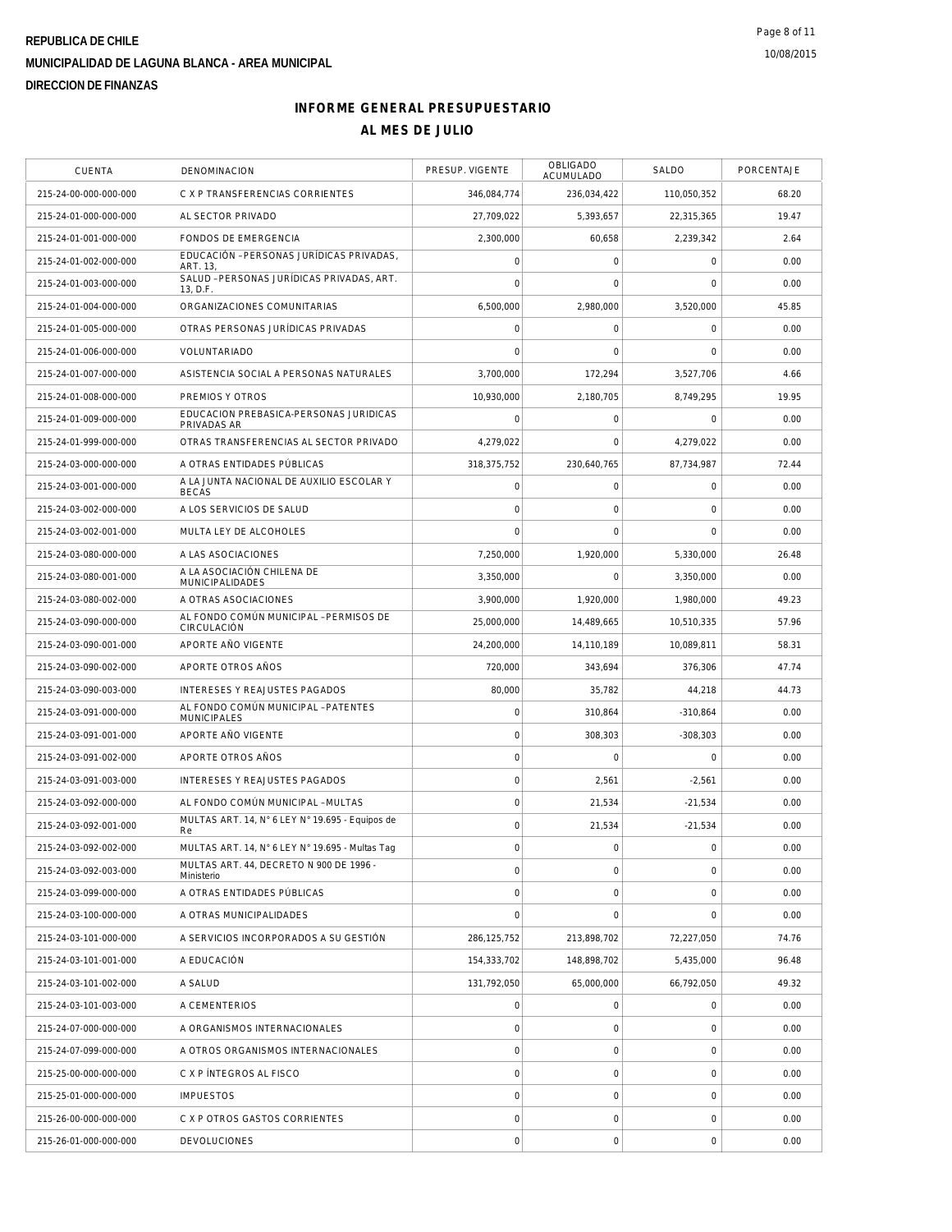**REPUBLICA DE CHILE**
**MUNICIPALIDAD DE LAGUNA BLANCA - AREA MUNICIPAL**
**DIRECCION DE FINANZAS**

10/08/2015

# INFORME GENERAL PRESUPUESTARIO
## AL MES DE JULIO

| CUENTA | DENOMINACION | PRESUP. VIGENTE | OBLIGADO ACUMULADO | SALDO | PORCENTAJE |
|---|---|---|---|---|---|
| 215-24-00-000-000-000 | C X P TRANSFERENCIAS CORRIENTES | 346,084,774 | 236,034,422 | 110,050,352 | 68.20 |
| 215-24-01-000-000-000 | AL SECTOR PRIVADO | 27,709,022 | 5,393,657 | 22,315,365 | 19.47 |
| 215-24-01-001-000-000 | FONDOS DE EMERGENCIA | 2,300,000 | 60,658 | 2,239,342 | 2.64 |
| 215-24-01-002-000-000 | EDUCACIÓN –PERSONAS JURÍDICAS PRIVADAS, ART. 13, | 0 | 0 | 0 | 0.00 |
| 215-24-01-003-000-000 | SALUD –PERSONAS JURÍDICAS PRIVADAS, ART. 13, D.F. | 0 | 0 | 0 | 0.00 |
| 215-24-01-004-000-000 | ORGANIZACIONES COMUNITARIAS | 6,500,000 | 2,980,000 | 3,520,000 | 45.85 |
| 215-24-01-005-000-000 | OTRAS PERSONAS JURÍDICAS PRIVADAS | 0 | 0 | 0 | 0.00 |
| 215-24-01-006-000-000 | VOLUNTARIADO | 0 | 0 | 0 | 0.00 |
| 215-24-01-007-000-000 | ASISTENCIA SOCIAL A PERSONAS NATURALES | 3,700,000 | 172,294 | 3,527,706 | 4.66 |
| 215-24-01-008-000-000 | PREMIOS Y OTROS | 10,930,000 | 2,180,705 | 8,749,295 | 19.95 |
| 215-24-01-009-000-000 | EDUCACION PREBASICA-PERSONAS JURIDICAS PRIVADAS AR | 0 | 0 | 0 | 0.00 |
| 215-24-01-999-000-000 | OTRAS TRANSFERENCIAS AL SECTOR PRIVADO | 4,279,022 | 0 | 4,279,022 | 0.00 |
| 215-24-03-000-000-000 | A OTRAS ENTIDADES PÚBLICAS | 318,375,752 | 230,640,765 | 87,734,987 | 72.44 |
| 215-24-03-001-000-000 | A LA JUNTA NACIONAL DE AUXILIO ESCOLAR Y BECAS | 0 | 0 | 0 | 0.00 |
| 215-24-03-002-000-000 | A LOS SERVICIOS DE SALUD | 0 | 0 | 0 | 0.00 |
| 215-24-03-002-001-000 | MULTA LEY DE ALCOHOLES | 0 | 0 | 0 | 0.00 |
| 215-24-03-080-000-000 | A LAS ASOCIACIONES | 7,250,000 | 1,920,000 | 5,330,000 | 26.48 |
| 215-24-03-080-001-000 | A LA ASOCIACIÓN CHILENA DE MUNICIPALIDADES | 3,350,000 | 0 | 3,350,000 | 0.00 |
| 215-24-03-080-002-000 | A OTRAS ASOCIACIONES | 3,900,000 | 1,920,000 | 1,980,000 | 49.23 |
| 215-24-03-090-000-000 | AL FONDO COMÚN MUNICIPAL –PERMISOS DE CIRCULACIÓN | 25,000,000 | 14,489,665 | 10,510,335 | 57.96 |
| 215-24-03-090-001-000 | APORTE AÑO VIGENTE | 24,200,000 | 14,110,189 | 10,089,811 | 58.31 |
| 215-24-03-090-002-000 | APORTE OTROS AÑOS | 720,000 | 343,694 | 376,306 | 47.74 |
| 215-24-03-090-003-000 | INTERESES Y REAJUSTES PAGADOS | 80,000 | 35,782 | 44,218 | 44.73 |
| 215-24-03-091-000-000 | AL FONDO COMÚN MUNICIPAL –PATENTES MUNICIPALES | 0 | 310,864 | -310,864 | 0.00 |
| 215-24-03-091-001-000 | APORTE AÑO VIGENTE | 0 | 308,303 | -308,303 | 0.00 |
| 215-24-03-091-002-000 | APORTE OTROS AÑOS | 0 | 0 | 0 | 0.00 |
| 215-24-03-091-003-000 | INTERESES Y REAJUSTES PAGADOS | 0 | 2,561 | -2,561 | 0.00 |
| 215-24-03-092-000-000 | AL FONDO COMÚN MUNICIPAL –MULTAS | 0 | 21,534 | -21,534 | 0.00 |
| 215-24-03-092-001-000 | MULTAS ART. 14, N° 6 LEY N° 19.695 - Equipos de Re | 0 | 21,534 | -21,534 | 0.00 |
| 215-24-03-092-002-000 | MULTAS ART. 14, N° 6 LEY N° 19.695 - Multas Tag | 0 | 0 | 0 | 0.00 |
| 215-24-03-092-003-000 | MULTAS ART. 44, DECRETO N 900 DE 1996 - Ministerio | 0 | 0 | 0 | 0.00 |
| 215-24-03-099-000-000 | A OTRAS ENTIDADES PÚBLICAS | 0 | 0 | 0 | 0.00 |
| 215-24-03-100-000-000 | A OTRAS MUNICIPALIDADES | 0 | 0 | 0 | 0.00 |
| 215-24-03-101-000-000 | A SERVICIOS INCORPORADOS A SU GESTIÓN | 286,125,752 | 213,898,702 | 72,227,050 | 74.76 |
| 215-24-03-101-001-000 | A EDUCACIÓN | 154,333,702 | 148,898,702 | 5,435,000 | 96.48 |
| 215-24-03-101-002-000 | A SALUD | 131,792,050 | 65,000,000 | 66,792,050 | 49.32 |
| 215-24-03-101-003-000 | A CEMENTERIOS | 0 | 0 | 0 | 0.00 |
| 215-24-07-000-000-000 | A ORGANISMOS INTERNACIONALES | 0 | 0 | 0 | 0.00 |
| 215-24-07-099-000-000 | A OTROS ORGANISMOS INTERNACIONALES | 0 | 0 | 0 | 0.00 |
| 215-25-00-000-000-000 | C X P ÍNTEGROS AL FISCO | 0 | 0 | 0 | 0.00 |
| 215-25-01-000-000-000 | IMPUESTOS | 0 | 0 | 0 | 0.00 |
| 215-26-00-000-000-000 | C X P OTROS GASTOS CORRIENTES | 0 | 0 | 0 | 0.00 |
| 215-26-01-000-000-000 | DEVOLUCIONES | 0 | 0 | 0 | 0.00 |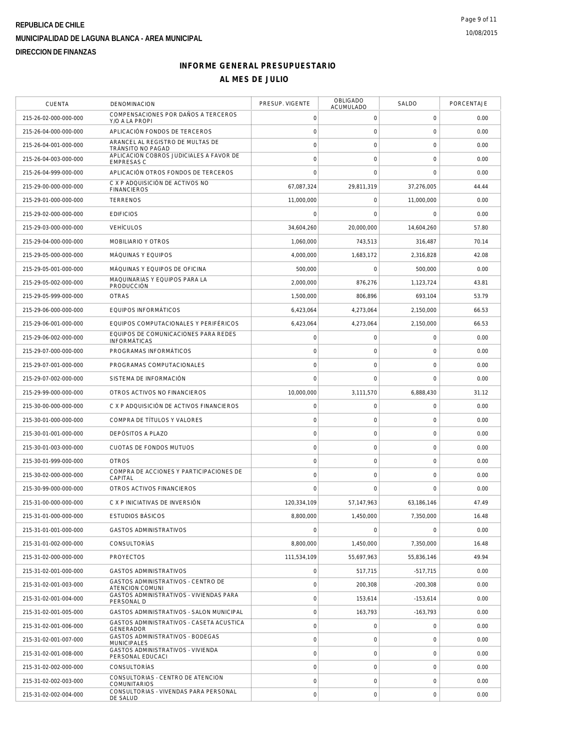REPUBLICA DE CHILE
MUNICIPALIDAD DE LAGUNA BLANCA - AREA MUNICIPAL
DIRECCION DE FINANZAS

# INFORME GENERAL PRESUPUESTARIO
## AL MES DE JULIO

| CUENTA | DENOMINACION | PRESUP. VIGENTE | OBLIGADO ACUMULADO | SALDO | PORCENTAJE |
|---|---|---|---|---|---|
| 215-26-02-000-000-000 | COMPENSACIONES POR DAÑOS A TERCEROS Y/O A LA PROPI | 0 | 0 | 0 | 0.00 |
| 215-26-04-000-000-000 | APLICACIÓN FONDOS DE TERCEROS | 0 | 0 | 0 | 0.00 |
| 215-26-04-001-000-000 | ARANCEL AL REGISTRO DE MULTAS DE TRÁNSITO NO PAGAD | 0 | 0 | 0 | 0.00 |
| 215-26-04-003-000-000 | APLICACION COBROS JUDICIALES A FAVOR DE EMPRESAS C | 0 | 0 | 0 | 0.00 |
| 215-26-04-999-000-000 | APLICACIÓN OTROS FONDOS DE TERCEROS | 0 | 0 | 0 | 0.00 |
| 215-29-00-000-000-000 | C X P ADQUISICIÓN DE ACTIVOS NO FINANCIEROS | 67,087,324 | 29,811,319 | 37,276,005 | 44.44 |
| 215-29-01-000-000-000 | TERRENOS | 11,000,000 | 0 | 11,000,000 | 0.00 |
| 215-29-02-000-000-000 | EDIFICIOS | 0 | 0 | 0 | 0.00 |
| 215-29-03-000-000-000 | VEHÍCULOS | 34,604,260 | 20,000,000 | 14,604,260 | 57.80 |
| 215-29-04-000-000-000 | MOBILIARIO Y OTROS | 1,060,000 | 743,513 | 316,487 | 70.14 |
| 215-29-05-000-000-000 | MÁQUINAS Y EQUIPOS | 4,000,000 | 1,683,172 | 2,316,828 | 42.08 |
| 215-29-05-001-000-000 | MÁQUINAS Y EQUIPOS DE OFICINA | 500,000 | 0 | 500,000 | 0.00 |
| 215-29-05-002-000-000 | MAQUINARIAS Y EQUIPOS PARA LA PRODUCCIÓN | 2,000,000 | 876,276 | 1,123,724 | 43.81 |
| 215-29-05-999-000-000 | OTRAS | 1,500,000 | 806,896 | 693,104 | 53.79 |
| 215-29-06-000-000-000 | EQUIPOS INFORMÁTICOS | 6,423,064 | 4,273,064 | 2,150,000 | 66.53 |
| 215-29-06-001-000-000 | EQUIPOS COMPUTACIONALES Y PERIFÉRICOS | 6,423,064 | 4,273,064 | 2,150,000 | 66.53 |
| 215-29-06-002-000-000 | EQUIPOS DE COMUNICACIONES PARA REDES INFORMÁTICAS | 0 | 0 | 0 | 0.00 |
| 215-29-07-000-000-000 | PROGRAMAS INFORMÁTICOS | 0 | 0 | 0 | 0.00 |
| 215-29-07-001-000-000 | PROGRAMAS COMPUTACIONALES | 0 | 0 | 0 | 0.00 |
| 215-29-07-002-000-000 | SISTEMA DE INFORMACIÓN | 0 | 0 | 0 | 0.00 |
| 215-29-99-000-000-000 | OTROS ACTIVOS NO FINANCIEROS | 10,000,000 | 3,111,570 | 6,888,430 | 31.12 |
| 215-30-00-000-000-000 | C X P ADQUISICIÓN DE ACTIVOS FINANCIEROS | 0 | 0 | 0 | 0.00 |
| 215-30-01-000-000-000 | COMPRA DE TÍTULOS Y VALORES | 0 | 0 | 0 | 0.00 |
| 215-30-01-001-000-000 | DEPÓSITOS A PLAZO | 0 | 0 | 0 | 0.00 |
| 215-30-01-003-000-000 | CUOTAS DE FONDOS MUTUOS | 0 | 0 | 0 | 0.00 |
| 215-30-01-999-000-000 | OTROS | 0 | 0 | 0 | 0.00 |
| 215-30-02-000-000-000 | COMPRA DE ACCIONES Y PARTICIPACIONES DE CAPITAL | 0 | 0 | 0 | 0.00 |
| 215-30-99-000-000-000 | OTROS ACTIVOS FINANCIEROS | 0 | 0 | 0 | 0.00 |
| 215-31-00-000-000-000 | C X P INICIATIVAS DE INVERSIÓN | 120,334,109 | 57,147,963 | 63,186,146 | 47.49 |
| 215-31-01-000-000-000 | ESTUDIOS BÁSICOS | 8,800,000 | 1,450,000 | 7,350,000 | 16.48 |
| 215-31-01-001-000-000 | GASTOS ADMINISTRATIVOS | 0 | 0 | 0 | 0.00 |
| 215-31-01-002-000-000 | CONSULTORÍAS | 8,800,000 | 1,450,000 | 7,350,000 | 16.48 |
| 215-31-02-000-000-000 | PROYECTOS | 111,534,109 | 55,697,963 | 55,836,146 | 49.94 |
| 215-31-02-001-000-000 | GASTOS ADMINISTRATIVOS | 0 | 517,715 | -517,715 | 0.00 |
| 215-31-02-001-003-000 | GASTOS ADMINISTRATIVOS - CENTRO DE ATENCION COMUNI | 0 | 200,308 | -200,308 | 0.00 |
| 215-31-02-001-004-000 | GASTOS ADMINISTRATIVOS - VIVIENDAS PARA PERSONAL D | 0 | 153,614 | -153,614 | 0.00 |
| 215-31-02-001-005-000 | GASTOS ADMINISTRATIVOS - SALON MUNICIPAL | 0 | 163,793 | -163,793 | 0.00 |
| 215-31-02-001-006-000 | GASTOS ADMINISTRATIVOS - CASETA ACUSTICA GENERADOR | 0 | 0 | 0 | 0.00 |
| 215-31-02-001-007-000 | GASTOS ADMINISTRATIVOS - BODEGAS MUNICIPALES | 0 | 0 | 0 | 0.00 |
| 215-31-02-001-008-000 | GASTOS ADMINISTRATIVOS - VIVIENDA PERSONAL EDUCACI | 0 | 0 | 0 | 0.00 |
| 215-31-02-002-000-000 | CONSULTORÍAS | 0 | 0 | 0 | 0.00 |
| 215-31-02-002-003-000 | CONSULTORIAS - CENTRO DE ATENCION COMUNITARIOS | 0 | 0 | 0 | 0.00 |
| 215-31-02-002-004-000 | CONSULTORIAS - VIVENDAS PARA PERSONAL DE SALUD | 0 | 0 | 0 | 0.00 |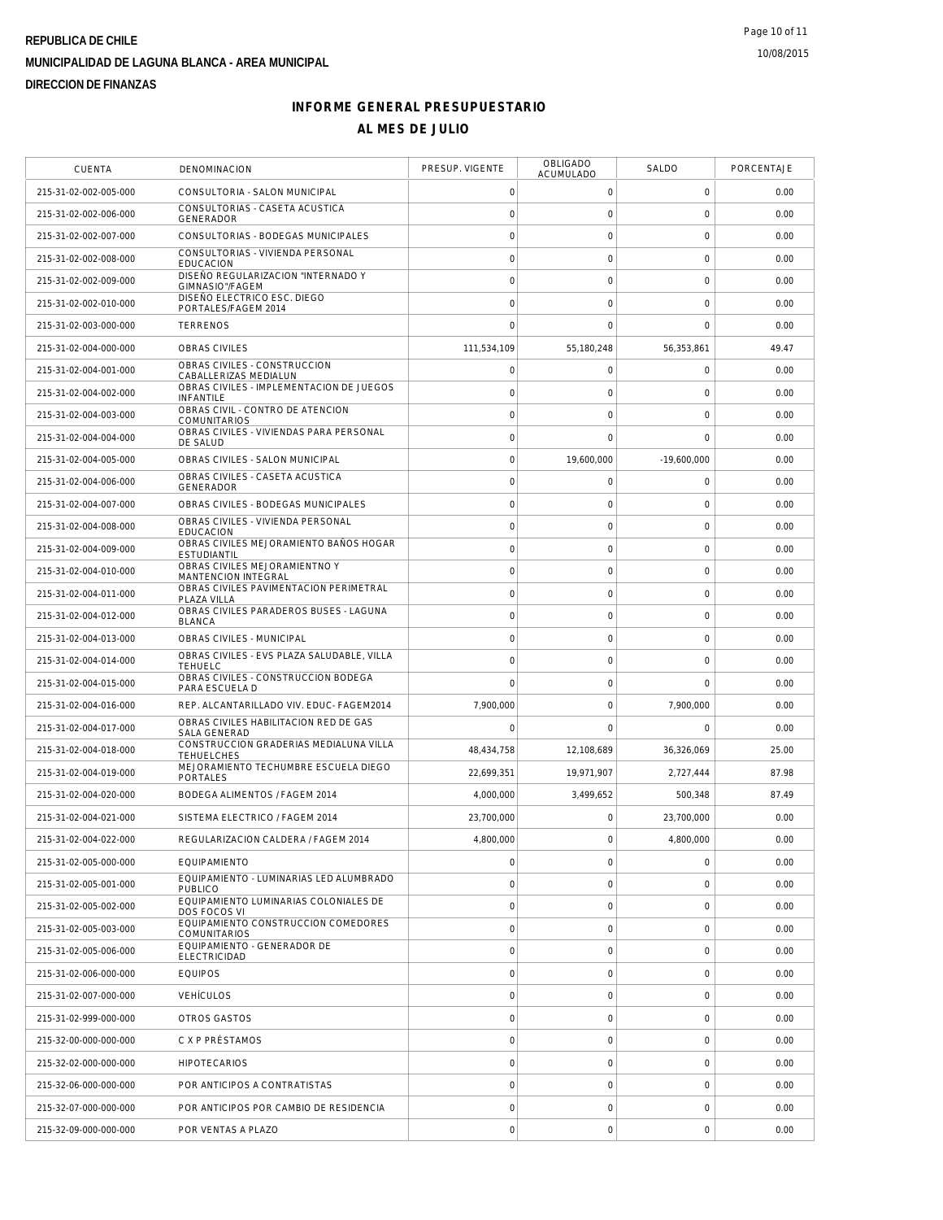REPUBLICA DE CHILE
MUNICIPALIDAD DE LAGUNA BLANCA - AREA MUNICIPAL
DIRECCION DE FINANZAS

## INFORME GENERAL PRESUPUESTARIO
## AL MES DE JULIO

| CUENTA | DENOMINACION | PRESUP. VIGENTE | OBLIGADO ACUMULADO | SALDO | PORCENTAJE |
|---|---|---|---|---|---|
| 215-31-02-002-005-000 | CONSULTORIA - SALON MUNICIPAL | 0 | 0 | 0 | 0.00 |
| 215-31-02-002-006-000 | CONSULTORIAS - CASETA ACUSTICA GENERADOR | 0 | 0 | 0 | 0.00 |
| 215-31-02-002-007-000 | CONSULTORIAS - BODEGAS MUNICIPALES | 0 | 0 | 0 | 0.00 |
| 215-31-02-002-008-000 | CONSULTORIAS - VIVIENDA PERSONAL EDUCACION | 0 | 0 | 0 | 0.00 |
| 215-31-02-002-009-000 | DISEÑO REGULARIZACION "INTERNADO Y GIMNASIO"/FAGEM | 0 | 0 | 0 | 0.00 |
| 215-31-02-002-010-000 | DISEÑO ELECTRICO ESC. DIEGO PORTALES/FAGEM 2014 | 0 | 0 | 0 | 0.00 |
| 215-31-02-003-000-000 | TERRENOS | 0 | 0 | 0 | 0.00 |
| 215-31-02-004-000-000 | OBRAS CIVILES | 111,534,109 | 55,180,248 | 56,353,861 | 49.47 |
| 215-31-02-004-001-000 | OBRAS CIVILES - CONSTRUCCION CABALLERIZAS MEDIALUN | 0 | 0 | 0 | 0.00 |
| 215-31-02-004-002-000 | OBRAS CIVILES - IMPLEMENTACION DE JUEGOS INFANTILE | 0 | 0 | 0 | 0.00 |
| 215-31-02-004-003-000 | OBRAS CIVIL - CONTRO DE ATENCION COMUNITARIOS | 0 | 0 | 0 | 0.00 |
| 215-31-02-004-004-000 | OBRAS CIVILES - VIVIENDAS PARA PERSONAL DE SALUD | 0 | 0 | 0 | 0.00 |
| 215-31-02-004-005-000 | OBRAS CIVILES - SALON MUNICIPAL | 0 | 19,600,000 | -19,600,000 | 0.00 |
| 215-31-02-004-006-000 | OBRAS CIVILES - CASETA ACUSTICA GENERADOR | 0 | 0 | 0 | 0.00 |
| 215-31-02-004-007-000 | OBRAS CIVILES - BODEGAS MUNICIPALES | 0 | 0 | 0 | 0.00 |
| 215-31-02-004-008-000 | OBRAS CIVILES - VIVIENDA PERSONAL EDUCACION | 0 | 0 | 0 | 0.00 |
| 215-31-02-004-009-000 | OBRAS CIVILES MEJORAMIENTO BAÑOS HOGAR ESTUDIANTIL | 0 | 0 | 0 | 0.00 |
| 215-31-02-004-010-000 | OBRAS CIVILES MEJORAMIENTNO Y MANTENCION INTEGRAL | 0 | 0 | 0 | 0.00 |
| 215-31-02-004-011-000 | OBRAS CIVILES PAVIMENTACION PERIMETRAL PLAZA VILLA | 0 | 0 | 0 | 0.00 |
| 215-31-02-004-012-000 | OBRAS CIVILES PARADEROS BUSES - LAGUNA BLANCA | 0 | 0 | 0 | 0.00 |
| 215-31-02-004-013-000 | OBRAS CIVILES - MUNICIPAL | 0 | 0 | 0 | 0.00 |
| 215-31-02-004-014-000 | OBRAS CIVILES - EVS PLAZA SALUDABLE, VILLA TEHUELC | 0 | 0 | 0 | 0.00 |
| 215-31-02-004-015-000 | OBRAS CIVILES - CONSTRUCCION BODEGA PARA ESCUELA D | 0 | 0 | 0 | 0.00 |
| 215-31-02-004-016-000 | REP. ALCANTARILLADO VIV. EDUC- FAGEM2014 | 7,900,000 | 0 | 7,900,000 | 0.00 |
| 215-31-02-004-017-000 | OBRAS CIVILES HABILITACION RED DE GAS SALA GENERAD | 0 | 0 | 0 | 0.00 |
| 215-31-02-004-018-000 | CONSTRUCCION GRADERIAS MEDIALUNA VILLA TEHUELCHES | 48,434,758 | 12,108,689 | 36,326,069 | 25.00 |
| 215-31-02-004-019-000 | MEJORAMIENTO TECHUMBRE ESCUELA DIEGO PORTALES | 22,699,351 | 19,971,907 | 2,727,444 | 87.98 |
| 215-31-02-004-020-000 | BODEGA ALIMENTOS / FAGEM 2014 | 4,000,000 | 3,499,652 | 500,348 | 87.49 |
| 215-31-02-004-021-000 | SISTEMA ELECTRICO / FAGEM 2014 | 23,700,000 | 0 | 23,700,000 | 0.00 |
| 215-31-02-004-022-000 | REGULARIZACION CALDERA / FAGEM 2014 | 4,800,000 | 0 | 4,800,000 | 0.00 |
| 215-31-02-005-000-000 | EQUIPAMIENTO | 0 | 0 | 0 | 0.00 |
| 215-31-02-005-001-000 | EQUIPAMIENTO - LUMINARIAS LED ALUMBRADO PUBLICO | 0 | 0 | 0 | 0.00 |
| 215-31-02-005-002-000 | EQUIPAMIENTO LUMINARIAS COLONIALES DE DOS FOCOS VI | 0 | 0 | 0 | 0.00 |
| 215-31-02-005-003-000 | EQUIPAMIENTO CONSTRUCCION COMEDORES COMUNITARIOS | 0 | 0 | 0 | 0.00 |
| 215-31-02-005-006-000 | EQUIPAMIENTO - GENERADOR DE ELECTRICIDAD | 0 | 0 | 0 | 0.00 |
| 215-31-02-006-000-000 | EQUIPOS | 0 | 0 | 0 | 0.00 |
| 215-31-02-007-000-000 | VEHÍCULOS | 0 | 0 | 0 | 0.00 |
| 215-31-02-999-000-000 | OTROS GASTOS | 0 | 0 | 0 | 0.00 |
| 215-32-00-000-000-000 | C X P PRÉSTAMOS | 0 | 0 | 0 | 0.00 |
| 215-32-02-000-000-000 | HIPOTECARIOS | 0 | 0 | 0 | 0.00 |
| 215-32-06-000-000-000 | POR ANTICIPOS A CONTRATISTAS | 0 | 0 | 0 | 0.00 |
| 215-32-07-000-000-000 | POR ANTICIPOS POR CAMBIO DE RESIDENCIA | 0 | 0 | 0 | 0.00 |
| 215-32-09-000-000-000 | POR VENTAS A PLAZO | 0 | 0 | 0 | 0.00 |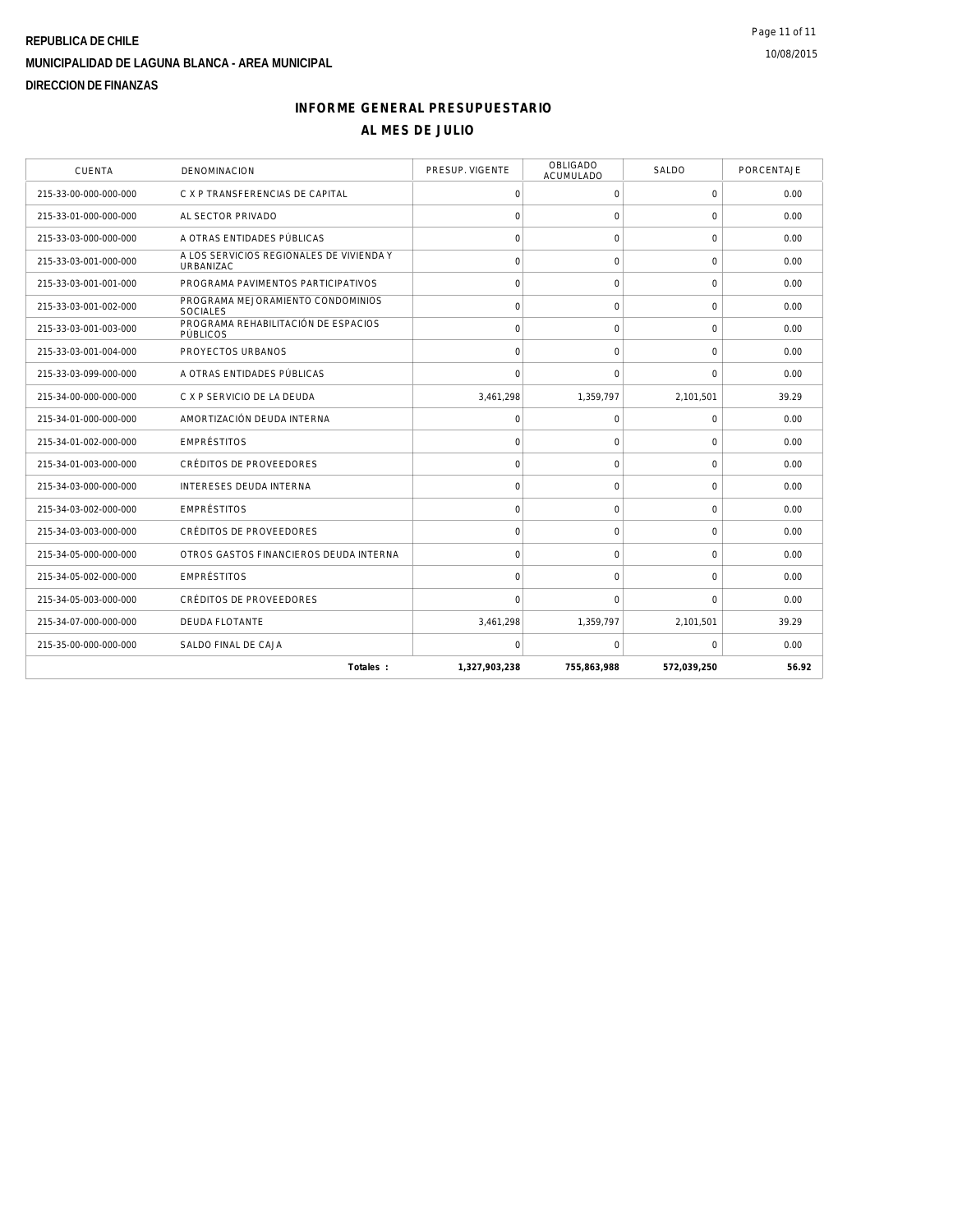REPUBLICA DE CHILE

MUNICIPALIDAD DE LAGUNA BLANCA - AREA MUNICIPAL

DIRECCION DE FINANZAS

10/08/2015

## INFORME GENERAL PRESUPUESTARIO

## AL MES DE JULIO

| CUENTA | DENOMINACION | PRESUP. VIGENTE | OBLIGADO ACUMULADO | SALDO | PORCENTAJE |
|---|---|---|---|---|---|
| 215-33-00-000-000-000 | C X P TRANSFERENCIAS DE CAPITAL | 0 | 0 | 0 | 0.00 |
| 215-33-01-000-000-000 | AL SECTOR PRIVADO | 0 | 0 | 0 | 0.00 |
| 215-33-03-000-000-000 | A OTRAS ENTIDADES PÚBLICAS | 0 | 0 | 0 | 0.00 |
| 215-33-03-001-000-000 | A LOS SERVICIOS REGIONALES DE VIVIENDA Y URBANIZAC | 0 | 0 | 0 | 0.00 |
| 215-33-03-001-001-000 | PROGRAMA PAVIMENTOS PARTICIPATIVOS | 0 | 0 | 0 | 0.00 |
| 215-33-03-001-002-000 | PROGRAMA MEJORAMIENTO CONDOMINIOS SOCIALES | 0 | 0 | 0 | 0.00 |
| 215-33-03-001-003-000 | PROGRAMA REHABILITACIÓN DE ESPACIOS PÚBLICOS | 0 | 0 | 0 | 0.00 |
| 215-33-03-001-004-000 | PROYECTOS URBANOS | 0 | 0 | 0 | 0.00 |
| 215-33-03-099-000-000 | A OTRAS ENTIDADES PÚBLICAS | 0 | 0 | 0 | 0.00 |
| 215-34-00-000-000-000 | C X P SERVICIO DE LA DEUDA | 3,461,298 | 1,359,797 | 2,101,501 | 39.29 |
| 215-34-01-000-000-000 | AMORTIZACIÓN DEUDA INTERNA | 0 | 0 | 0 | 0.00 |
| 215-34-01-002-000-000 | EMPRÉSTITOS | 0 | 0 | 0 | 0.00 |
| 215-34-01-003-000-000 | CRÉDITOS DE PROVEEDORES | 0 | 0 | 0 | 0.00 |
| 215-34-03-000-000-000 | INTERESES DEUDA INTERNA | 0 | 0 | 0 | 0.00 |
| 215-34-03-002-000-000 | EMPRÉSTITOS | 0 | 0 | 0 | 0.00 |
| 215-34-03-003-000-000 | CRÉDITOS DE PROVEEDORES | 0 | 0 | 0 | 0.00 |
| 215-34-05-000-000-000 | OTROS GASTOS FINANCIEROS DEUDA INTERNA | 0 | 0 | 0 | 0.00 |
| 215-34-05-002-000-000 | EMPRÉSTITOS | 0 | 0 | 0 | 0.00 |
| 215-34-05-003-000-000 | CRÉDITOS DE PROVEEDORES | 0 | 0 | 0 | 0.00 |
| 215-34-07-000-000-000 | DEUDA FLOTANTE | 3,461,298 | 1,359,797 | 2,101,501 | 39.29 |
| 215-35-00-000-000-000 | SALDO FINAL DE CAJA | 0 | 0 | 0 | 0.00 |
| | **Totales :** | **1,327,903,238** | **755,863,988** | **572,039,250** | **56.92** |